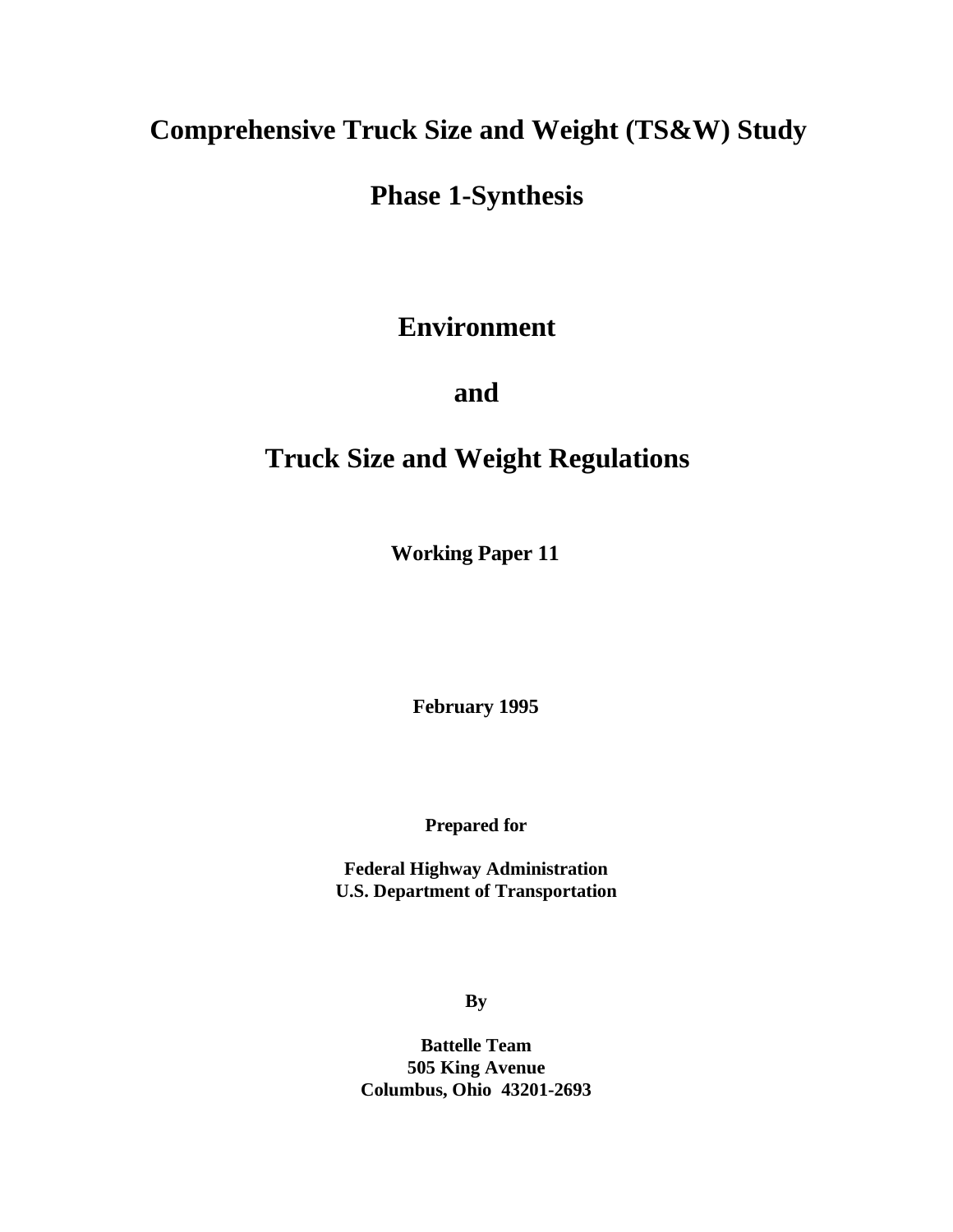# Comprehensive Truck Size and Weight (TS&W) Study

## Phase 1-Synthesis

## Environment

## and

## Truck Size and Weight Regulations

**Working Paper 11**

**February 1995**

**Prepared for**

**Federal Highway Administration**
**U.S. Department of Transportation**

**By**

**Battelle Team**
**505 King Avenue**
**Columbus, Ohio 43201-2693**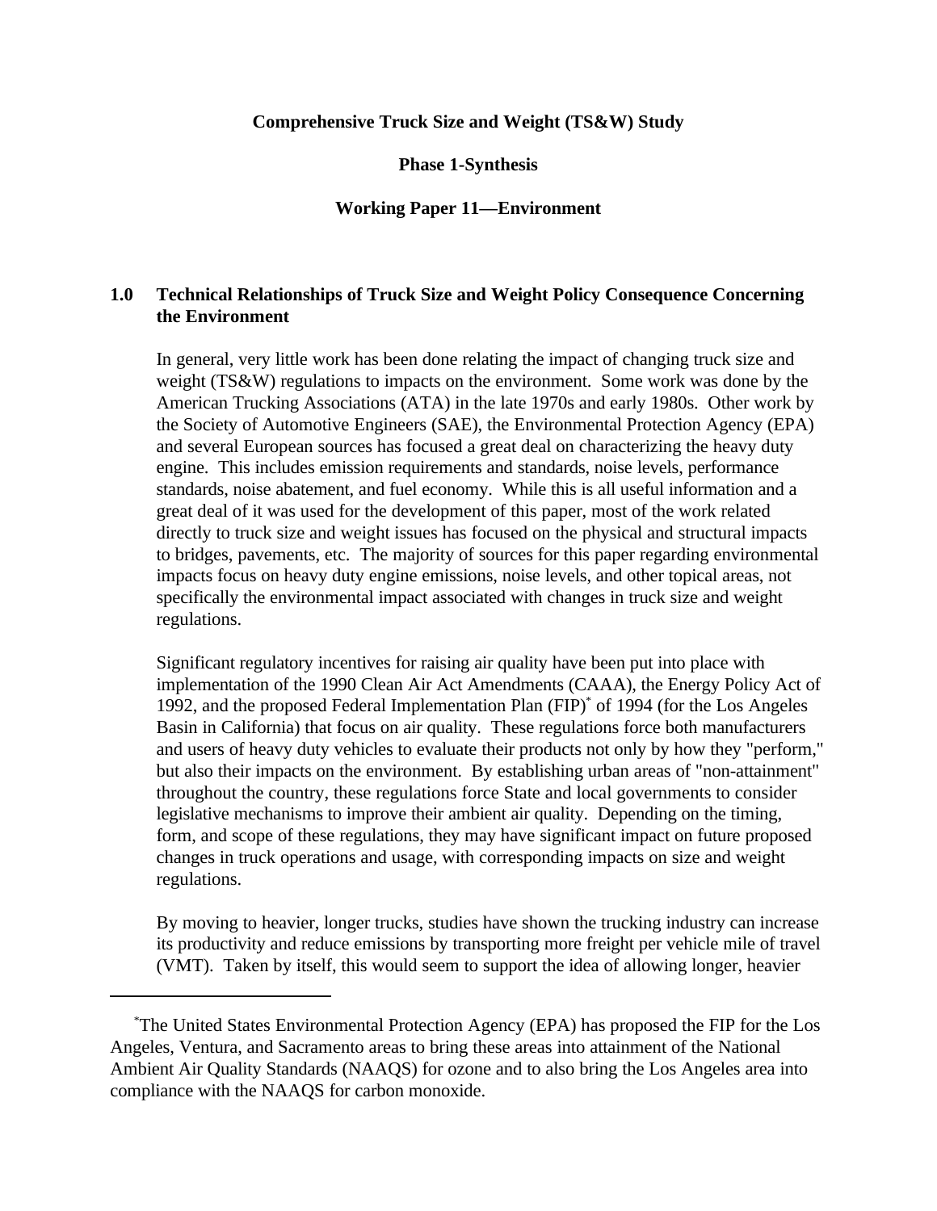**Comprehensive Truck Size and Weight (TS&W) Study**

**Phase 1-Synthesis**

**Working Paper 11—Environment**

## 1.0 Technical Relationships of Truck Size and Weight Policy Consequence Concerning the Environment

In general, very little work has been done relating the impact of changing truck size and weight (TS&W) regulations to impacts on the environment. Some work was done by the American Trucking Associations (ATA) in the late 1970s and early 1980s. Other work by the Society of Automotive Engineers (SAE), the Environmental Protection Agency (EPA) and several European sources has focused a great deal on characterizing the heavy duty engine. This includes emission requirements and standards, noise levels, performance standards, noise abatement, and fuel economy. While this is all useful information and a great deal of it was used for the development of this paper, most of the work related directly to truck size and weight issues has focused on the physical and structural impacts to bridges, pavements, etc. The majority of sources for this paper regarding environmental impacts focus on heavy duty engine emissions, noise levels, and other topical areas, not specifically the environmental impact associated with changes in truck size and weight regulations.

Significant regulatory incentives for raising air quality have been put into place with implementation of the 1990 Clean Air Act Amendments (CAAA), the Energy Policy Act of 1992, and the proposed Federal Implementation Plan (FIP)* of 1994 (for the Los Angeles Basin in California) that focus on air quality. These regulations force both manufacturers and users of heavy duty vehicles to evaluate their products not only by how they "perform," but also their impacts on the environment. By establishing urban areas of "non-attainment" throughout the country, these regulations force State and local governments to consider legislative mechanisms to improve their ambient air quality. Depending on the timing, form, and scope of these regulations, they may have significant impact on future proposed changes in truck operations and usage, with corresponding impacts on size and weight regulations.

By moving to heavier, longer trucks, studies have shown the trucking industry can increase its productivity and reduce emissions by transporting more freight per vehicle mile of travel (VMT). Taken by itself, this would seem to support the idea of allowing longer, heavier

---

*The United States Environmental Protection Agency (EPA) has proposed the FIP for the Los Angeles, Ventura, and Sacramento areas to bring these areas into attainment of the National Ambient Air Quality Standards (NAAQS) for ozone and to also bring the Los Angeles area into compliance with the NAAQS for carbon monoxide.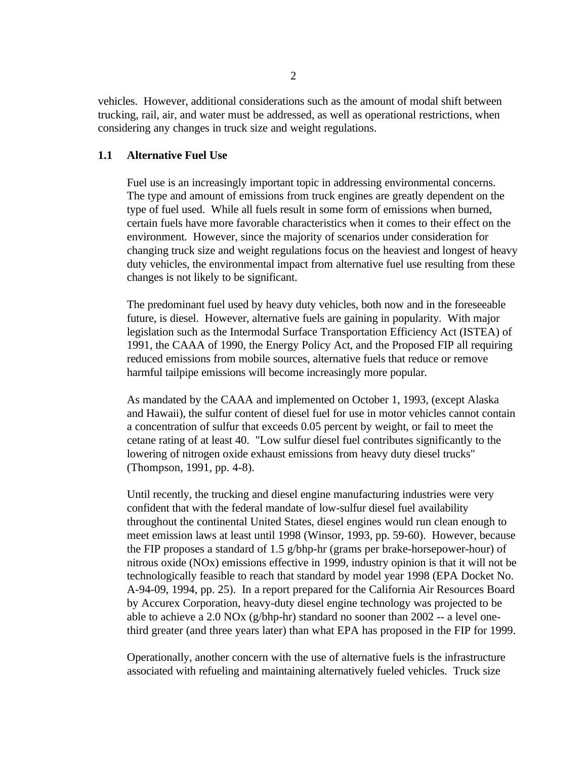vehicles. However, additional considerations such as the amount of modal shift between trucking, rail, air, and water must be addressed, as well as operational restrictions, when considering any changes in truck size and weight regulations.

## 1.1 Alternative Fuel Use

Fuel use is an increasingly important topic in addressing environmental concerns. The type and amount of emissions from truck engines are greatly dependent on the type of fuel used. While all fuels result in some form of emissions when burned, certain fuels have more favorable characteristics when it comes to their effect on the environment. However, since the majority of scenarios under consideration for changing truck size and weight regulations focus on the heaviest and longest of heavy duty vehicles, the environmental impact from alternative fuel use resulting from these changes is not likely to be significant.

The predominant fuel used by heavy duty vehicles, both now and in the foreseeable future, is diesel. However, alternative fuels are gaining in popularity. With major legislation such as the Intermodal Surface Transportation Efficiency Act (ISTEA) of 1991, the CAAA of 1990, the Energy Policy Act, and the Proposed FIP all requiring reduced emissions from mobile sources, alternative fuels that reduce or remove harmful tailpipe emissions will become increasingly more popular.

As mandated by the CAAA and implemented on October 1, 1993, (except Alaska and Hawaii), the sulfur content of diesel fuel for use in motor vehicles cannot contain a concentration of sulfur that exceeds 0.05 percent by weight, or fail to meet the cetane rating of at least 40. "Low sulfur diesel fuel contributes significantly to the lowering of nitrogen oxide exhaust emissions from heavy duty diesel trucks" (Thompson, 1991, pp. 4-8).

Until recently, the trucking and diesel engine manufacturing industries were very confident that with the federal mandate of low-sulfur diesel fuel availability throughout the continental United States, diesel engines would run clean enough to meet emission laws at least until 1998 (Winsor, 1993, pp. 59-60). However, because the FIP proposes a standard of 1.5 g/bhp-hr (grams per brake-horsepower-hour) of nitrous oxide ($NO_x$) emissions effective in 1999, industry opinion is that it will not be technologically feasible to reach that standard by model year 1998 (EPA Docket No. A-94-09, 1994, pp. 25). In a report prepared for the California Air Resources Board by Accurex Corporation, heavy-duty diesel engine technology was projected to be able to achieve a 2.0 $NO_x$ (g/bhp-hr) standard no sooner than 2002 -- a level one-third greater (and three years later) than what EPA has proposed in the FIP for 1999.

Operationally, another concern with the use of alternative fuels is the infrastructure associated with refueling and maintaining alternatively fueled vehicles. Truck size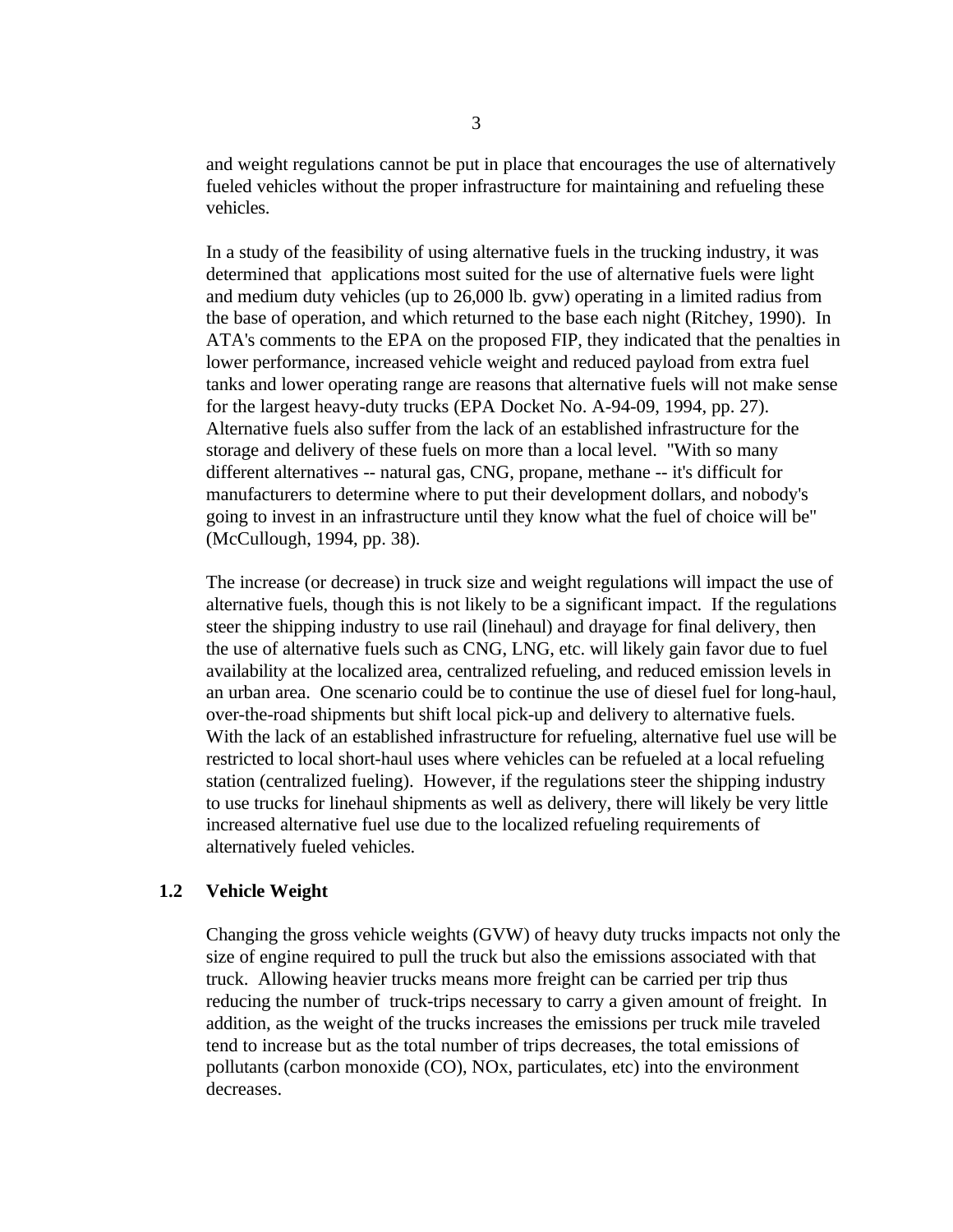and weight regulations cannot be put in place that encourages the use of alternatively fueled vehicles without the proper infrastructure for maintaining and refueling these vehicles.

In a study of the feasibility of using alternative fuels in the trucking industry, it was determined that applications most suited for the use of alternative fuels were light and medium duty vehicles (up to 26,000 lb. gvw) operating in a limited radius from the base of operation, and which returned to the base each night (Ritchey, 1990). In ATA's comments to the EPA on the proposed FIP, they indicated that the penalties in lower performance, increased vehicle weight and reduced payload from extra fuel tanks and lower operating range are reasons that alternative fuels will not make sense for the largest heavy-duty trucks (EPA Docket No. A-94-09, 1994, pp. 27). Alternative fuels also suffer from the lack of an established infrastructure for the storage and delivery of these fuels on more than a local level. "With so many different alternatives -- natural gas, CNG, propane, methane -- it's difficult for manufacturers to determine where to put their development dollars, and nobody's going to invest in an infrastructure until they know what the fuel of choice will be" (McCullough, 1994, pp. 38).

The increase (or decrease) in truck size and weight regulations will impact the use of alternative fuels, though this is not likely to be a significant impact. If the regulations steer the shipping industry to use rail (linehaul) and drayage for final delivery, then the use of alternative fuels such as CNG, LNG, etc. will likely gain favor due to fuel availability at the localized area, centralized refueling, and reduced emission levels in an urban area. One scenario could be to continue the use of diesel fuel for long-haul, over-the-road shipments but shift local pick-up and delivery to alternative fuels. With the lack of an established infrastructure for refueling, alternative fuel use will be restricted to local short-haul uses where vehicles can be refueled at a local refueling station (centralized fueling). However, if the regulations steer the shipping industry to use trucks for linehaul shipments as well as delivery, there will likely be very little increased alternative fuel use due to the localized refueling requirements of alternatively fueled vehicles.

## 1.2 Vehicle Weight

Changing the gross vehicle weights (GVW) of heavy duty trucks impacts not only the size of engine required to pull the truck but also the emissions associated with that truck. Allowing heavier trucks means more freight can be carried per trip thus reducing the number of truck-trips necessary to carry a given amount of freight. In addition, as the weight of the trucks increases the emissions per truck mile traveled tend to increase but as the total number of trips decreases, the total emissions of pollutants (carbon monoxide (CO), NOx, particulates, etc) into the environment decreases.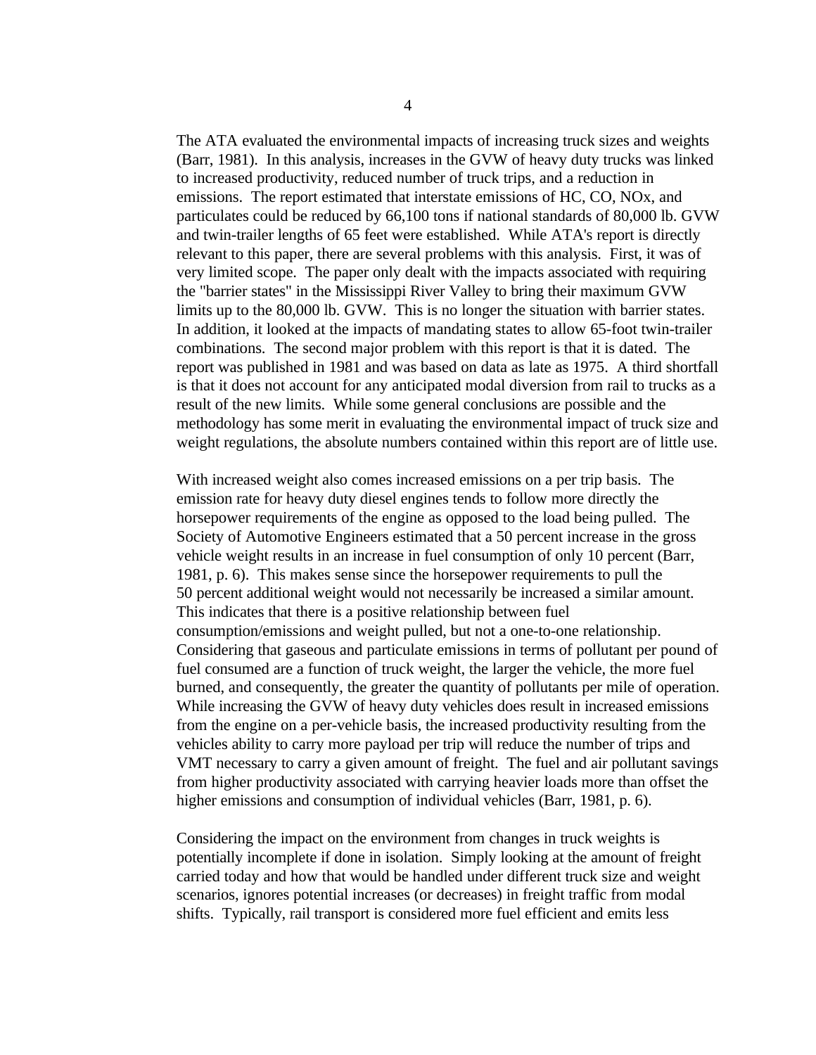The ATA evaluated the environmental impacts of increasing truck sizes and weights (Barr, 1981). In this analysis, increases in the GVW of heavy duty trucks was linked to increased productivity, reduced number of truck trips, and a reduction in emissions. The report estimated that interstate emissions of HC, CO, $NO_x$, and particulates could be reduced by 66,100 tons if national standards of 80,000 lb. GVW and twin-trailer lengths of 65 feet were established. While ATA's report is directly relevant to this paper, there are several problems with this analysis. First, it was of very limited scope. The paper only dealt with the impacts associated with requiring the "barrier states" in the Mississippi River Valley to bring their maximum GVW limits up to the 80,000 lb. GVW. This is no longer the situation with barrier states. In addition, it looked at the impacts of mandating states to allow 65-foot twin-trailer combinations. The second major problem with this report is that it is dated. The report was published in 1981 and was based on data as late as 1975. A third shortfall is that it does not account for any anticipated modal diversion from rail to trucks as a result of the new limits. While some general conclusions are possible and the methodology has some merit in evaluating the environmental impact of truck size and weight regulations, the absolute numbers contained within this report are of little use.

With increased weight also comes increased emissions on a per trip basis. The emission rate for heavy duty diesel engines tends to follow more directly the horsepower requirements of the engine as opposed to the load being pulled. The Society of Automotive Engineers estimated that a 50 percent increase in the gross vehicle weight results in an increase in fuel consumption of only 10 percent (Barr, 1981, p. 6). This makes sense since the horsepower requirements to pull the 50 percent additional weight would not necessarily be increased a similar amount. This indicates that there is a positive relationship between fuel consumption/emissions and weight pulled, but not a one-to-one relationship. Considering that gaseous and particulate emissions in terms of pollutant per pound of fuel consumed are a function of truck weight, the larger the vehicle, the more fuel burned, and consequently, the greater the quantity of pollutants per mile of operation. While increasing the GVW of heavy duty vehicles does result in increased emissions from the engine on a per-vehicle basis, the increased productivity resulting from the vehicles ability to carry more payload per trip will reduce the number of trips and VMT necessary to carry a given amount of freight. The fuel and air pollutant savings from higher productivity associated with carrying heavier loads more than offset the higher emissions and consumption of individual vehicles (Barr, 1981, p. 6).

Considering the impact on the environment from changes in truck weights is potentially incomplete if done in isolation. Simply looking at the amount of freight carried today and how that would be handled under different truck size and weight scenarios, ignores potential increases (or decreases) in freight traffic from modal shifts. Typically, rail transport is considered more fuel efficient and emits less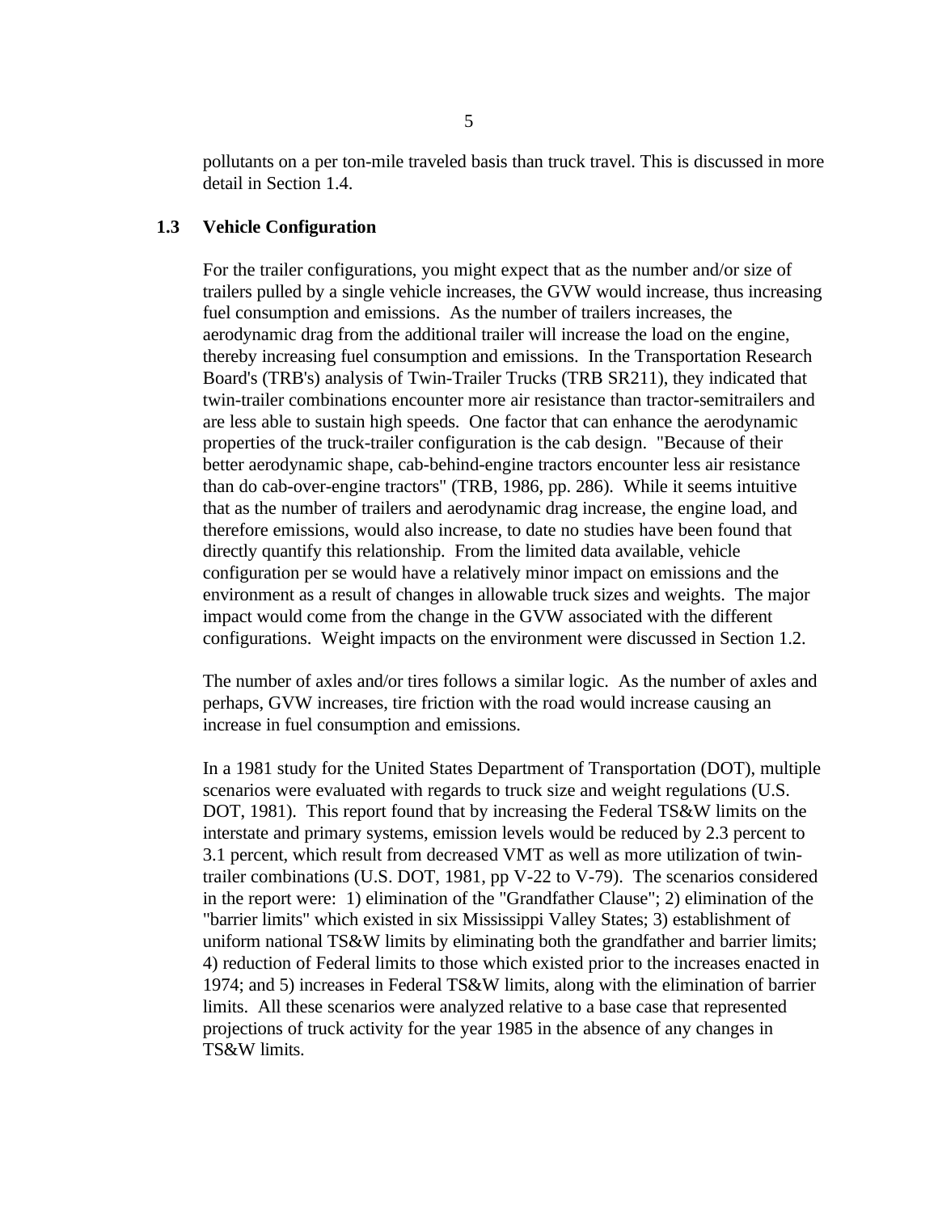pollutants on a per ton-mile traveled basis than truck travel. This is discussed in more detail in Section 1.4.

## 1.3 Vehicle Configuration

For the trailer configurations, you might expect that as the number and/or size of trailers pulled by a single vehicle increases, the GVW would increase, thus increasing fuel consumption and emissions. As the number of trailers increases, the aerodynamic drag from the additional trailer will increase the load on the engine, thereby increasing fuel consumption and emissions. In the Transportation Research Board's (TRB's) analysis of Twin-Trailer Trucks (TRB SR211), they indicated that twin-trailer combinations encounter more air resistance than tractor-semitrailers and are less able to sustain high speeds. One factor that can enhance the aerodynamic properties of the truck-trailer configuration is the cab design. "Because of their better aerodynamic shape, cab-behind-engine tractors encounter less air resistance than do cab-over-engine tractors" (TRB, 1986, pp. 286). While it seems intuitive that as the number of trailers and aerodynamic drag increase, the engine load, and therefore emissions, would also increase, to date no studies have been found that directly quantify this relationship. From the limited data available, vehicle configuration per se would have a relatively minor impact on emissions and the environment as a result of changes in allowable truck sizes and weights. The major impact would come from the change in the GVW associated with the different configurations. Weight impacts on the environment were discussed in Section 1.2.

The number of axles and/or tires follows a similar logic. As the number of axles and perhaps, GVW increases, tire friction with the road would increase causing an increase in fuel consumption and emissions.

In a 1981 study for the United States Department of Transportation (DOT), multiple scenarios were evaluated with regards to truck size and weight regulations (U.S. DOT, 1981). This report found that by increasing the Federal TS&W limits on the interstate and primary systems, emission levels would be reduced by 2.3 percent to 3.1 percent, which result from decreased VMT as well as more utilization of twin-trailer combinations (U.S. DOT, 1981, pp V-22 to V-79). The scenarios considered in the report were: 1) elimination of the "Grandfather Clause"; 2) elimination of the "barrier limits" which existed in six Mississippi Valley States; 3) establishment of uniform national TS&W limits by eliminating both the grandfather and barrier limits; 4) reduction of Federal limits to those which existed prior to the increases enacted in 1974; and 5) increases in Federal TS&W limits, along with the elimination of barrier limits. All these scenarios were analyzed relative to a base case that represented projections of truck activity for the year 1985 in the absence of any changes in TS&W limits.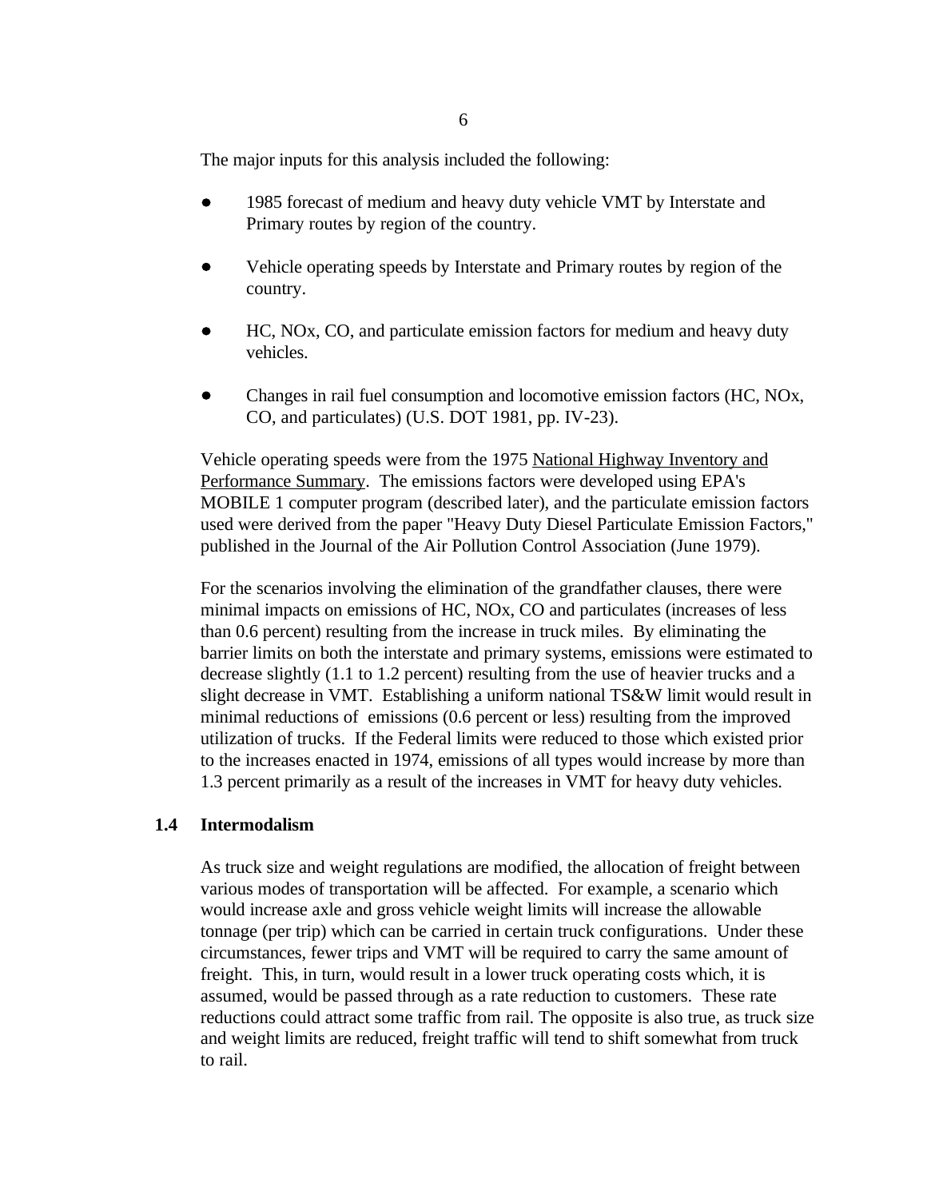The major inputs for this analysis included the following:

- 1985 forecast of medium and heavy duty vehicle VMT by Interstate and Primary routes by region of the country.
- Vehicle operating speeds by Interstate and Primary routes by region of the country.
- HC, NOx, CO, and particulate emission factors for medium and heavy duty vehicles.
- Changes in rail fuel consumption and locomotive emission factors (HC, NOx, CO, and particulates) (U.S. DOT 1981, pp. IV-23).

Vehicle operating speeds were from the 1975 National Highway Inventory and Performance Summary. The emissions factors were developed using EPA's MOBILE 1 computer program (described later), and the particulate emission factors used were derived from the paper "Heavy Duty Diesel Particulate Emission Factors," published in the Journal of the Air Pollution Control Association (June 1979).

For the scenarios involving the elimination of the grandfather clauses, there were minimal impacts on emissions of HC, NOx, CO and particulates (increases of less than 0.6 percent) resulting from the increase in truck miles. By eliminating the barrier limits on both the interstate and primary systems, emissions were estimated to decrease slightly (1.1 to 1.2 percent) resulting from the use of heavier trucks and a slight decrease in VMT. Establishing a uniform national TS&W limit would result in minimal reductions of emissions (0.6 percent or less) resulting from the improved utilization of trucks. If the Federal limits were reduced to those which existed prior to the increases enacted in 1974, emissions of all types would increase by more than 1.3 percent primarily as a result of the increases in VMT for heavy duty vehicles.

## 1.4 Intermodalism

As truck size and weight regulations are modified, the allocation of freight between various modes of transportation will be affected. For example, a scenario which would increase axle and gross vehicle weight limits will increase the allowable tonnage (per trip) which can be carried in certain truck configurations. Under these circumstances, fewer trips and VMT will be required to carry the same amount of freight. This, in turn, would result in a lower truck operating costs which, it is assumed, would be passed through as a rate reduction to customers. These rate reductions could attract some traffic from rail. The opposite is also true, as truck size and weight limits are reduced, freight traffic will tend to shift somewhat from truck to rail.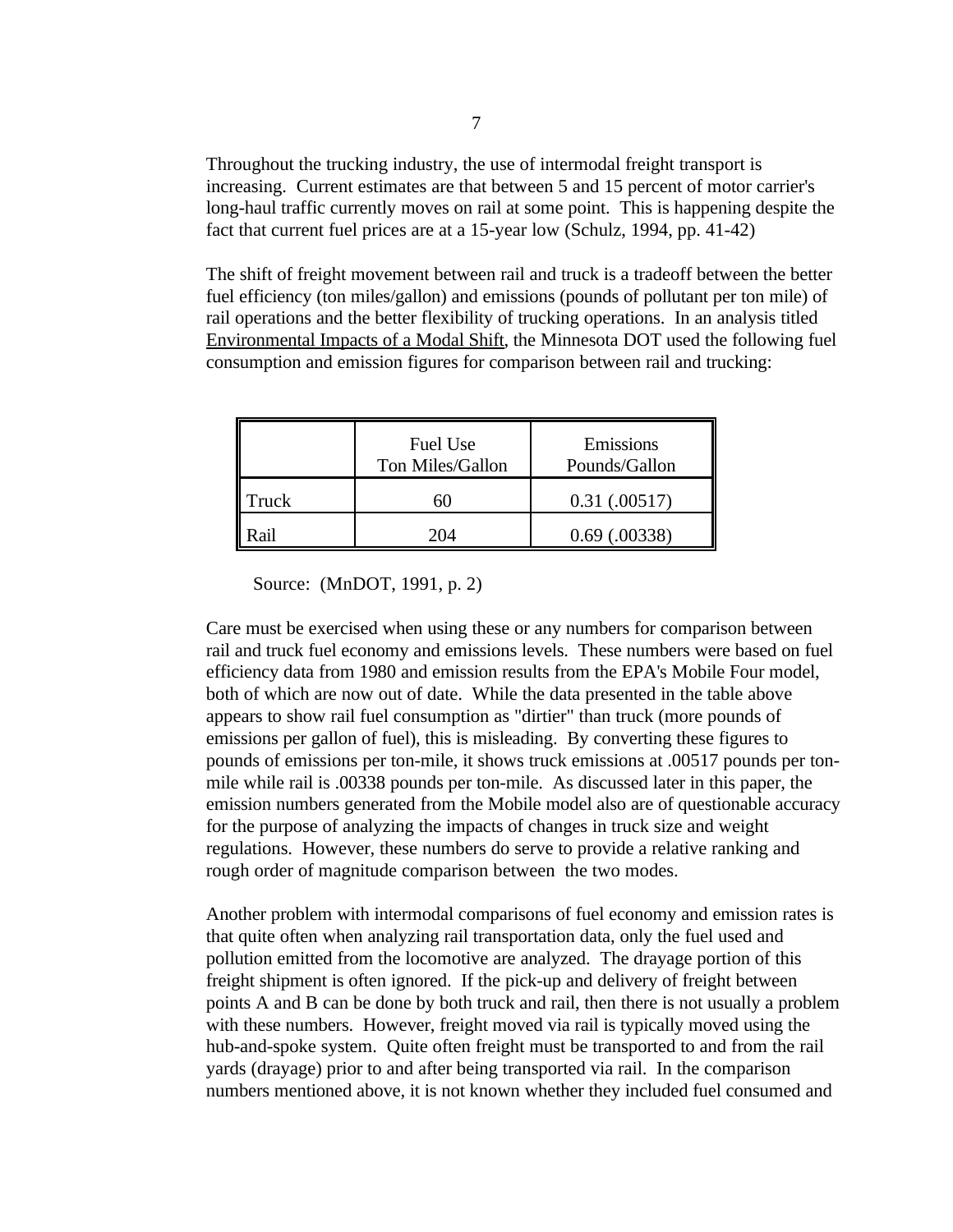Throughout the trucking industry, the use of intermodal freight transport is increasing. Current estimates are that between 5 and 15 percent of motor carrier's long-haul traffic currently moves on rail at some point. This is happening despite the fact that current fuel prices are at a 15-year low (Schulz, 1994, pp. 41-42)

The shift of freight movement between rail and truck is a tradeoff between the better fuel efficiency (ton miles/gallon) and emissions (pounds of pollutant per ton mile) of rail operations and the better flexibility of trucking operations. In an analysis titled Environmental Impacts of a Modal Shift, the Minnesota DOT used the following fuel consumption and emission figures for comparison between rail and trucking:

| | Fuel Use Ton Miles/Gallon | Emissions Pounds/Gallon |
|---|---|---|
| Truck | 60 | 0.31 (.00517) |
| Rail | 204 | 0.69 (.00338) |

Source: (MnDOT, 1991, p. 2)

Care must be exercised when using these or any numbers for comparison between rail and truck fuel economy and emissions levels. These numbers were based on fuel efficiency data from 1980 and emission results from the EPA's Mobile Four model, both of which are now out of date. While the data presented in the table above appears to show rail fuel consumption as "dirtier" than truck (more pounds of emissions per gallon of fuel), this is misleading. By converting these figures to pounds of emissions per ton-mile, it shows truck emissions at .00517 pounds per ton-mile while rail is .00338 pounds per ton-mile. As discussed later in this paper, the emission numbers generated from the Mobile model also are of questionable accuracy for the purpose of analyzing the impacts of changes in truck size and weight regulations. However, these numbers do serve to provide a relative ranking and rough order of magnitude comparison between the two modes.

Another problem with intermodal comparisons of fuel economy and emission rates is that quite often when analyzing rail transportation data, only the fuel used and pollution emitted from the locomotive are analyzed. The drayage portion of this freight shipment is often ignored. If the pick-up and delivery of freight between points A and B can be done by both truck and rail, then there is not usually a problem with these numbers. However, freight moved via rail is typically moved using the hub-and-spoke system. Quite often freight must be transported to and from the rail yards (drayage) prior to and after being transported via rail. In the comparison numbers mentioned above, it is not known whether they included fuel consumed and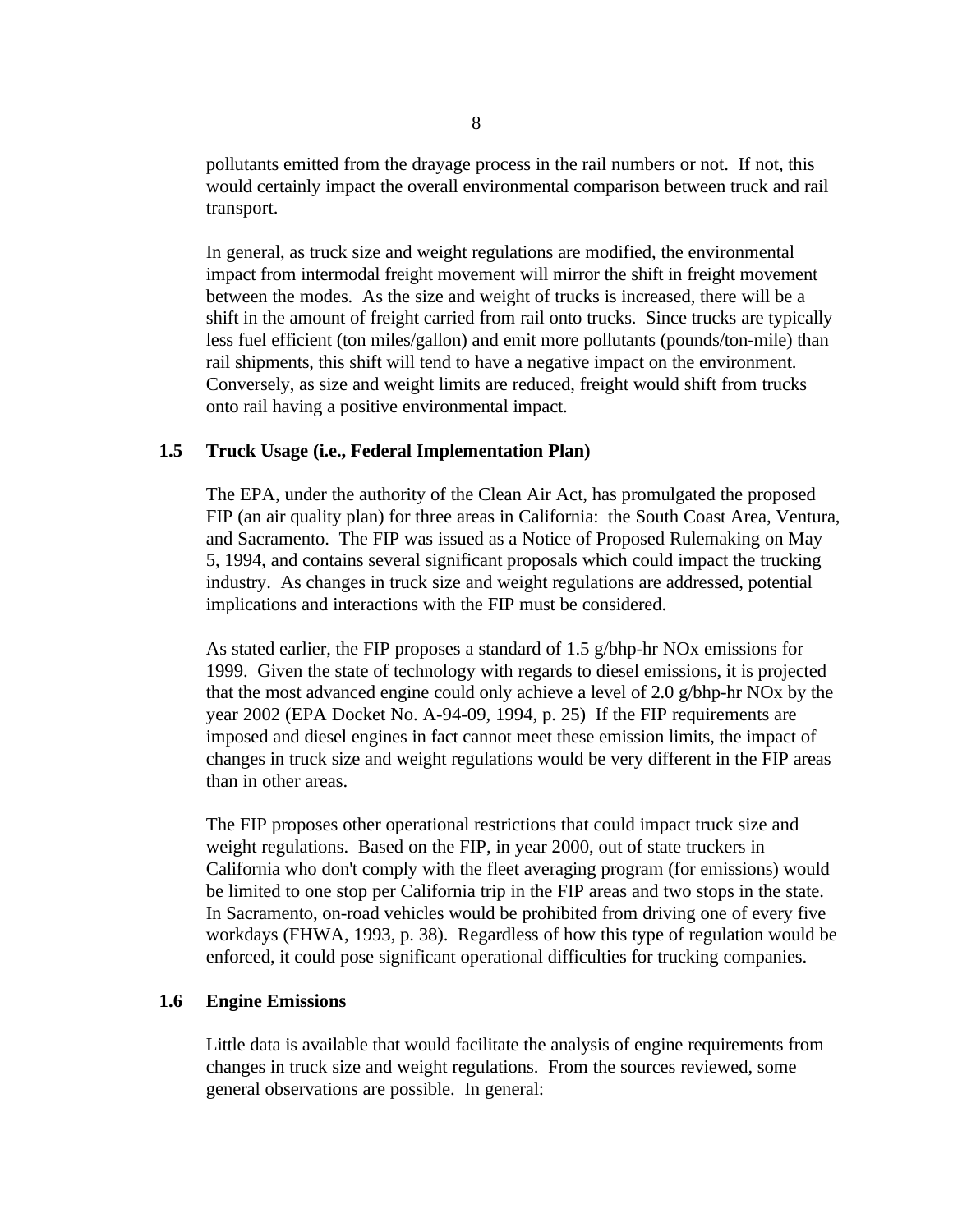pollutants emitted from the drayage process in the rail numbers or not. If not, this would certainly impact the overall environmental comparison between truck and rail transport.

In general, as truck size and weight regulations are modified, the environmental impact from intermodal freight movement will mirror the shift in freight movement between the modes. As the size and weight of trucks is increased, there will be a shift in the amount of freight carried from rail onto trucks. Since trucks are typically less fuel efficient (ton miles/gallon) and emit more pollutants (pounds/ton-mile) than rail shipments, this shift will tend to have a negative impact on the environment. Conversely, as size and weight limits are reduced, freight would shift from trucks onto rail having a positive environmental impact.

## 1.5 Truck Usage (i.e., Federal Implementation Plan)

The EPA, under the authority of the Clean Air Act, has promulgated the proposed FIP (an air quality plan) for three areas in California: the South Coast Area, Ventura, and Sacramento. The FIP was issued as a Notice of Proposed Rulemaking on May 5, 1994, and contains several significant proposals which could impact the trucking industry. As changes in truck size and weight regulations are addressed, potential implications and interactions with the FIP must be considered.

As stated earlier, the FIP proposes a standard of 1.5 g/bhp-hr NOx emissions for 1999. Given the state of technology with regards to diesel emissions, it is projected that the most advanced engine could only achieve a level of 2.0 g/bhp-hr NOx by the year 2002 (EPA Docket No. A-94-09, 1994, p. 25) If the FIP requirements are imposed and diesel engines in fact cannot meet these emission limits, the impact of changes in truck size and weight regulations would be very different in the FIP areas than in other areas.

The FIP proposes other operational restrictions that could impact truck size and weight regulations. Based on the FIP, in year 2000, out of state truckers in California who don't comply with the fleet averaging program (for emissions) would be limited to one stop per California trip in the FIP areas and two stops in the state. In Sacramento, on-road vehicles would be prohibited from driving one of every five workdays (FHWA, 1993, p. 38). Regardless of how this type of regulation would be enforced, it could pose significant operational difficulties for trucking companies.

## 1.6 Engine Emissions

Little data is available that would facilitate the analysis of engine requirements from changes in truck size and weight regulations. From the sources reviewed, some general observations are possible. In general: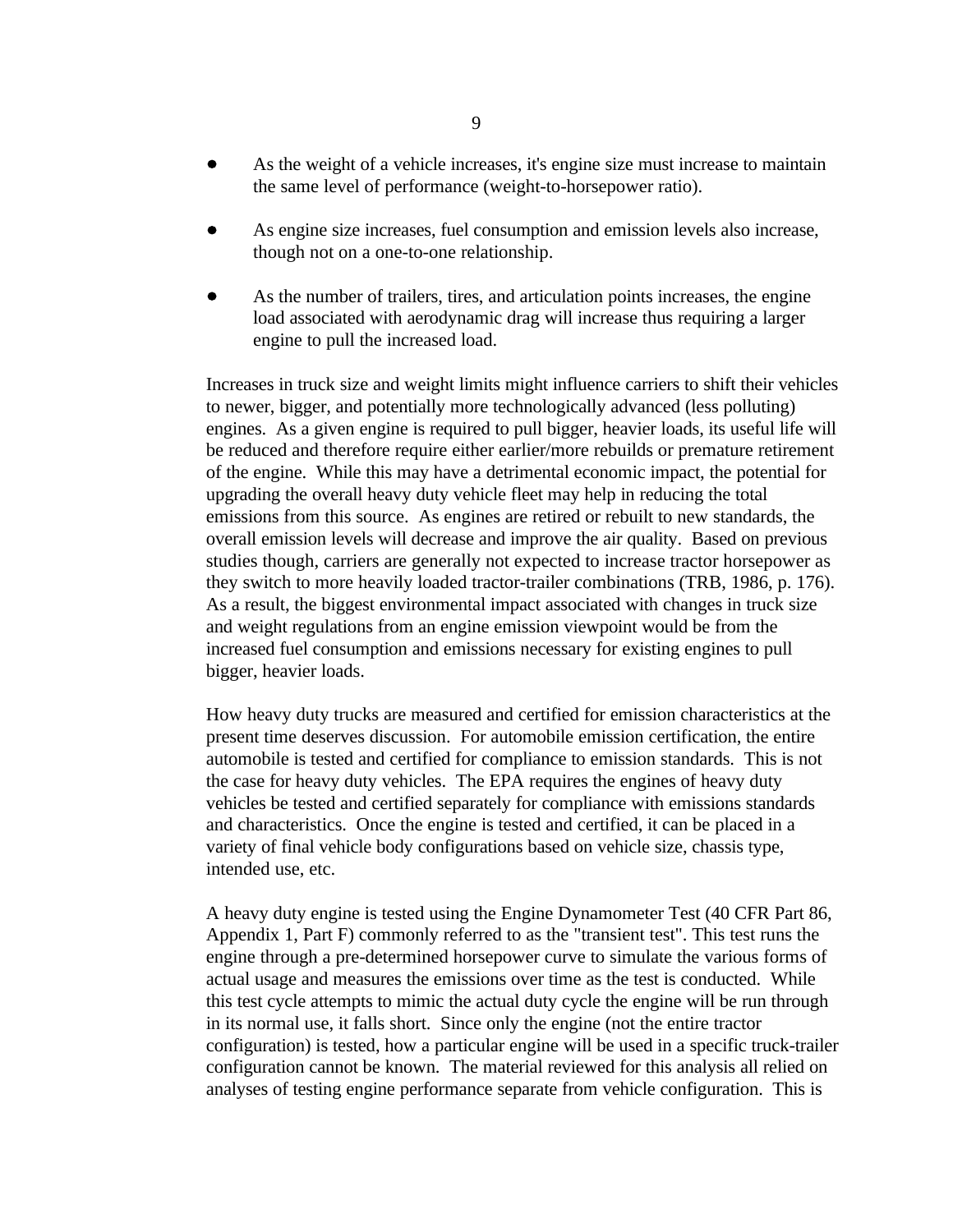- As the weight of a vehicle increases, it's engine size must increase to maintain the same level of performance (weight-to-horsepower ratio).

- As engine size increases, fuel consumption and emission levels also increase, though not on a one-to-one relationship.

- As the number of trailers, tires, and articulation points increases, the engine load associated with aerodynamic drag will increase thus requiring a larger engine to pull the increased load.

Increases in truck size and weight limits might influence carriers to shift their vehicles to newer, bigger, and potentially more technologically advanced (less polluting) engines. As a given engine is required to pull bigger, heavier loads, its useful life will be reduced and therefore require either earlier/more rebuilds or premature retirement of the engine. While this may have a detrimental economic impact, the potential for upgrading the overall heavy duty vehicle fleet may help in reducing the total emissions from this source. As engines are retired or rebuilt to new standards, the overall emission levels will decrease and improve the air quality. Based on previous studies though, carriers are generally not expected to increase tractor horsepower as they switch to more heavily loaded tractor-trailer combinations (TRB, 1986, p. 176). As a result, the biggest environmental impact associated with changes in truck size and weight regulations from an engine emission viewpoint would be from the increased fuel consumption and emissions necessary for existing engines to pull bigger, heavier loads.

How heavy duty trucks are measured and certified for emission characteristics at the present time deserves discussion. For automobile emission certification, the entire automobile is tested and certified for compliance to emission standards. This is not the case for heavy duty vehicles. The EPA requires the engines of heavy duty vehicles be tested and certified separately for compliance with emissions standards and characteristics. Once the engine is tested and certified, it can be placed in a variety of final vehicle body configurations based on vehicle size, chassis type, intended use, etc.

A heavy duty engine is tested using the Engine Dynamometer Test (40 CFR Part 86, Appendix 1, Part F) commonly referred to as the "transient test". This test runs the engine through a pre-determined horsepower curve to simulate the various forms of actual usage and measures the emissions over time as the test is conducted. While this test cycle attempts to mimic the actual duty cycle the engine will be run through in its normal use, it falls short. Since only the engine (not the entire tractor configuration) is tested, how a particular engine will be used in a specific truck-trailer configuration cannot be known. The material reviewed for this analysis all relied on analyses of testing engine performance separate from vehicle configuration. This is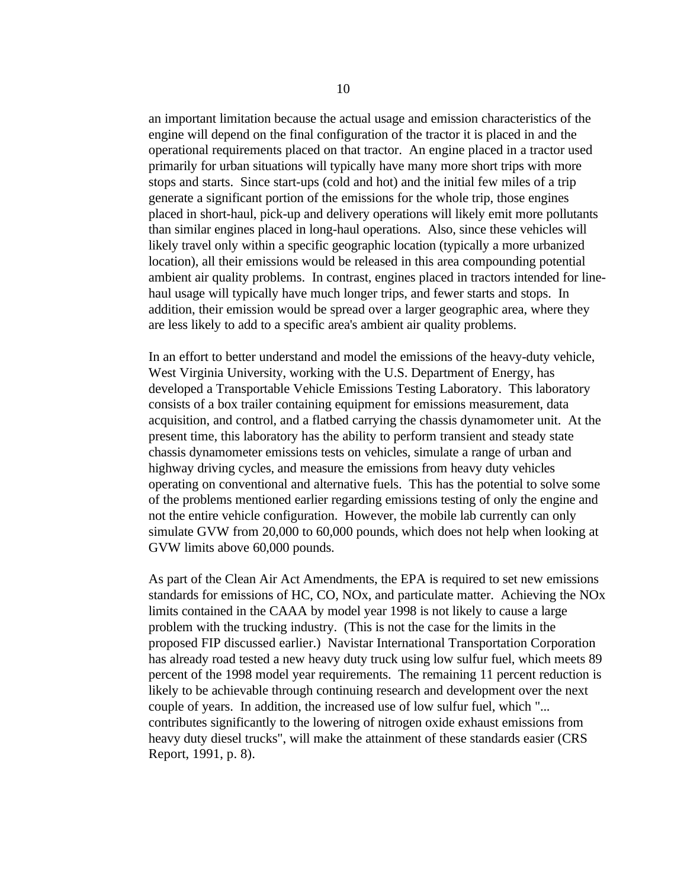an important limitation because the actual usage and emission characteristics of the engine will depend on the final configuration of the tractor it is placed in and the operational requirements placed on that tractor. An engine placed in a tractor used primarily for urban situations will typically have many more short trips with more stops and starts. Since start-ups (cold and hot) and the initial few miles of a trip generate a significant portion of the emissions for the whole trip, those engines placed in short-haul, pick-up and delivery operations will likely emit more pollutants than similar engines placed in long-haul operations. Also, since these vehicles will likely travel only within a specific geographic location (typically a more urbanized location), all their emissions would be released in this area compounding potential ambient air quality problems. In contrast, engines placed in tractors intended for line-haul usage will typically have much longer trips, and fewer starts and stops. In addition, their emission would be spread over a larger geographic area, where they are less likely to add to a specific area's ambient air quality problems.

In an effort to better understand and model the emissions of the heavy-duty vehicle, West Virginia University, working with the U.S. Department of Energy, has developed a Transportable Vehicle Emissions Testing Laboratory. This laboratory consists of a box trailer containing equipment for emissions measurement, data acquisition, and control, and a flatbed carrying the chassis dynamometer unit. At the present time, this laboratory has the ability to perform transient and steady state chassis dynamometer emissions tests on vehicles, simulate a range of urban and highway driving cycles, and measure the emissions from heavy duty vehicles operating on conventional and alternative fuels. This has the potential to solve some of the problems mentioned earlier regarding emissions testing of only the engine and not the entire vehicle configuration. However, the mobile lab currently can only simulate GVW from 20,000 to 60,000 pounds, which does not help when looking at GVW limits above 60,000 pounds.

As part of the Clean Air Act Amendments, the EPA is required to set new emissions standards for emissions of HC, CO, NOx, and particulate matter. Achieving the NOx limits contained in the CAAA by model year 1998 is not likely to cause a large problem with the trucking industry. (This is not the case for the limits in the proposed FIP discussed earlier.) Navistar International Transportation Corporation has already road tested a new heavy duty truck using low sulfur fuel, which meets 89 percent of the 1998 model year requirements. The remaining 11 percent reduction is likely to be achievable through continuing research and development over the next couple of years. In addition, the increased use of low sulfur fuel, which "... contributes significantly to the lowering of nitrogen oxide exhaust emissions from heavy duty diesel trucks", will make the attainment of these standards easier (CRS Report, 1991, p. 8).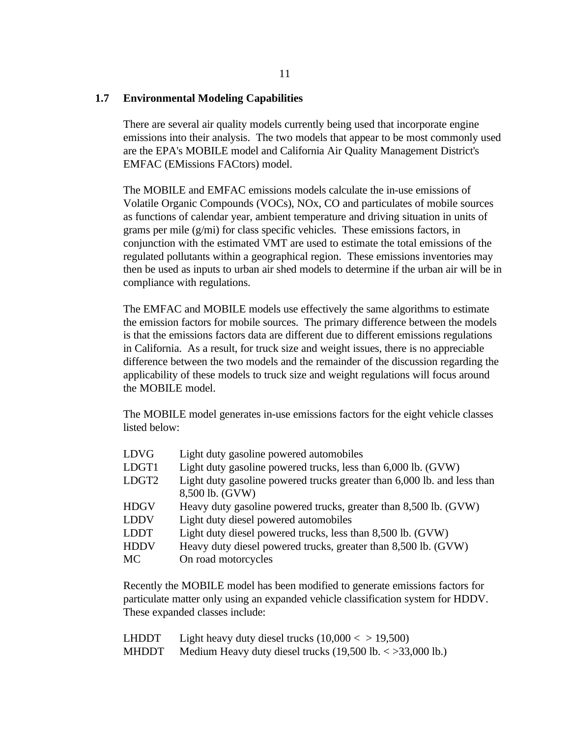## 1.7 Environmental Modeling Capabilities

There are several air quality models currently being used that incorporate engine emissions into their analysis. The two models that appear to be most commonly used are the EPA's MOBILE model and California Air Quality Management District's EMFAC (EMissions FACtors) model.

The MOBILE and EMFAC emissions models calculate the in-use emissions of Volatile Organic Compounds (VOCs), NOx, CO and particulates of mobile sources as functions of calendar year, ambient temperature and driving situation in units of grams per mile (g/mi) for class specific vehicles. These emissions factors, in conjunction with the estimated VMT are used to estimate the total emissions of the regulated pollutants within a geographical region. These emissions inventories may then be used as inputs to urban air shed models to determine if the urban air will be in compliance with regulations.

The EMFAC and MOBILE models use effectively the same algorithms to estimate the emission factors for mobile sources. The primary difference between the models is that the emissions factors data are different due to different emissions regulations in California. As a result, for truck size and weight issues, there is no appreciable difference between the two models and the remainder of the discussion regarding the applicability of these models to truck size and weight regulations will focus around the MOBILE model.

The MOBILE model generates in-use emissions factors for the eight vehicle classes listed below:

| | |
|---|---|
| LDVG | Light duty gasoline powered automobiles |
| LDGT1 | Light duty gasoline powered trucks, less than 6,000 lb. (GVW) |
| LDGT2 | Light duty gasoline powered trucks greater than 6,000 lb. and less than 8,500 lb. (GVW) |
| HDGV | Heavy duty gasoline powered trucks, greater than 8,500 lb. (GVW) |
| LDDV | Light duty diesel powered automobiles |
| LDDT | Light duty diesel powered trucks, less than 8,500 lb. (GVW) |
| HDDV | Heavy duty diesel powered trucks, greater than 8,500 lb. (GVW) |
| MC | On road motorcycles |

Recently the MOBILE model has been modified to generate emissions factors for particulate matter only using an expanded vehicle classification system for HDDV. These expanded classes include:

| | |
|---|---|
| LHDDT | Light heavy duty diesel trucks (10,000 < > 19,500) |
| MHDDT | Medium Heavy duty diesel trucks (19,500 lb. < >33,000 lb.) |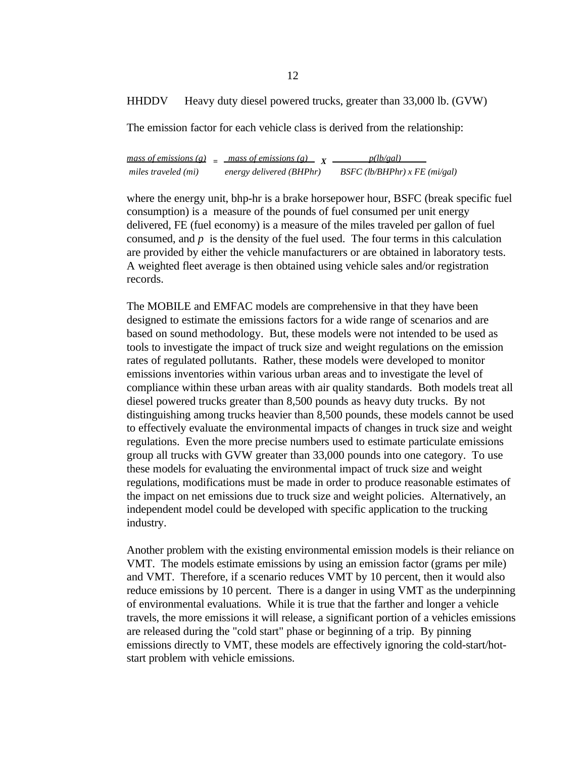HHDDV Heavy duty diesel powered trucks, greater than 33,000 lb. (GVW)

The emission factor for each vehicle class is derived from the relationship:

$$\frac{\text{mass of emissions (g)}}{\text{miles traveled (mi)}} = \frac{\text{mass of emissions (g)}}{\text{energy delivered (BHPhr)}} \times \frac{p\text{(lb/gal)}}{\text{BSFC (lb/BHPhr)} \times \text{FE (mi/gal)}}$$

where the energy unit, bhp-hr is a brake horsepower hour, BSFC (break specific fuel consumption) is a measure of the pounds of fuel consumed per unit energy delivered, FE (fuel economy) is a measure of the miles traveled per gallon of fuel consumed, and $p$ is the density of the fuel used. The four terms in this calculation are provided by either the vehicle manufacturers or are obtained in laboratory tests. A weighted fleet average is then obtained using vehicle sales and/or registration records.

The MOBILE and EMFAC models are comprehensive in that they have been designed to estimate the emissions factors for a wide range of scenarios and are based on sound methodology. But, these models were not intended to be used as tools to investigate the impact of truck size and weight regulations on the emission rates of regulated pollutants. Rather, these models were developed to monitor emissions inventories within various urban areas and to investigate the level of compliance within these urban areas with air quality standards. Both models treat all diesel powered trucks greater than 8,500 pounds as heavy duty trucks. By not distinguishing among trucks heavier than 8,500 pounds, these models cannot be used to effectively evaluate the environmental impacts of changes in truck size and weight regulations. Even the more precise numbers used to estimate particulate emissions group all trucks with GVW greater than 33,000 pounds into one category. To use these models for evaluating the environmental impact of truck size and weight regulations, modifications must be made in order to produce reasonable estimates of the impact on net emissions due to truck size and weight policies. Alternatively, an independent model could be developed with specific application to the trucking industry.

Another problem with the existing environmental emission models is their reliance on VMT. The models estimate emissions by using an emission factor (grams per mile) and VMT. Therefore, if a scenario reduces VMT by 10 percent, then it would also reduce emissions by 10 percent. There is a danger in using VMT as the underpinning of environmental evaluations. While it is true that the farther and longer a vehicle travels, the more emissions it will release, a significant portion of a vehicles emissions are released during the "cold start" phase or beginning of a trip. By pinning emissions directly to VMT, these models are effectively ignoring the cold-start/hot-start problem with vehicle emissions.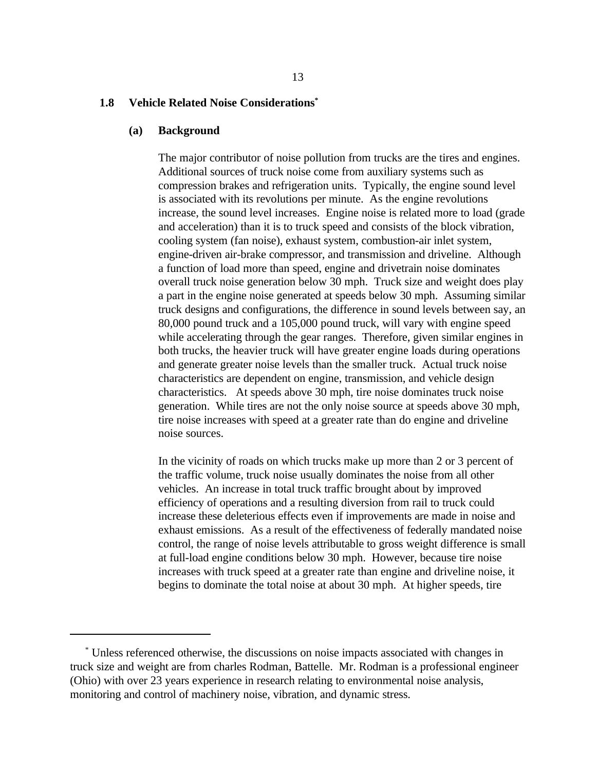## 1.8 Vehicle Related Noise Considerations*

### (a) Background

The major contributor of noise pollution from trucks are the tires and engines. Additional sources of truck noise come from auxiliary systems such as compression brakes and refrigeration units. Typically, the engine sound level is associated with its revolutions per minute. As the engine revolutions increase, the sound level increases. Engine noise is related more to load (grade and acceleration) than it is to truck speed and consists of the block vibration, cooling system (fan noise), exhaust system, combustion-air inlet system, engine-driven air-brake compressor, and transmission and driveline. Although a function of load more than speed, engine and drivetrain noise dominates overall truck noise generation below 30 mph. Truck size and weight does play a part in the engine noise generated at speeds below 30 mph. Assuming similar truck designs and configurations, the difference in sound levels between say, an 80,000 pound truck and a 105,000 pound truck, will vary with engine speed while accelerating through the gear ranges. Therefore, given similar engines in both trucks, the heavier truck will have greater engine loads during operations and generate greater noise levels than the smaller truck. Actual truck noise characteristics are dependent on engine, transmission, and vehicle design characteristics. At speeds above 30 mph, tire noise dominates truck noise generation. While tires are not the only noise source at speeds above 30 mph, tire noise increases with speed at a greater rate than do engine and driveline noise sources.

In the vicinity of roads on which trucks make up more than 2 or 3 percent of the traffic volume, truck noise usually dominates the noise from all other vehicles. An increase in total truck traffic brought about by improved efficiency of operations and a resulting diversion from rail to truck could increase these deleterious effects even if improvements are made in noise and exhaust emissions. As a result of the effectiveness of federally mandated noise control, the range of noise levels attributable to gross weight difference is small at full-load engine conditions below 30 mph. However, because tire noise increases with truck speed at a greater rate than engine and driveline noise, it begins to dominate the total noise at about 30 mph. At higher speeds, tire

---

* Unless referenced otherwise, the discussions on noise impacts associated with changes in truck size and weight are from charles Rodman, Battelle. Mr. Rodman is a professional engineer (Ohio) with over 23 years experience in research relating to environmental noise analysis, monitoring and control of machinery noise, vibration, and dynamic stress.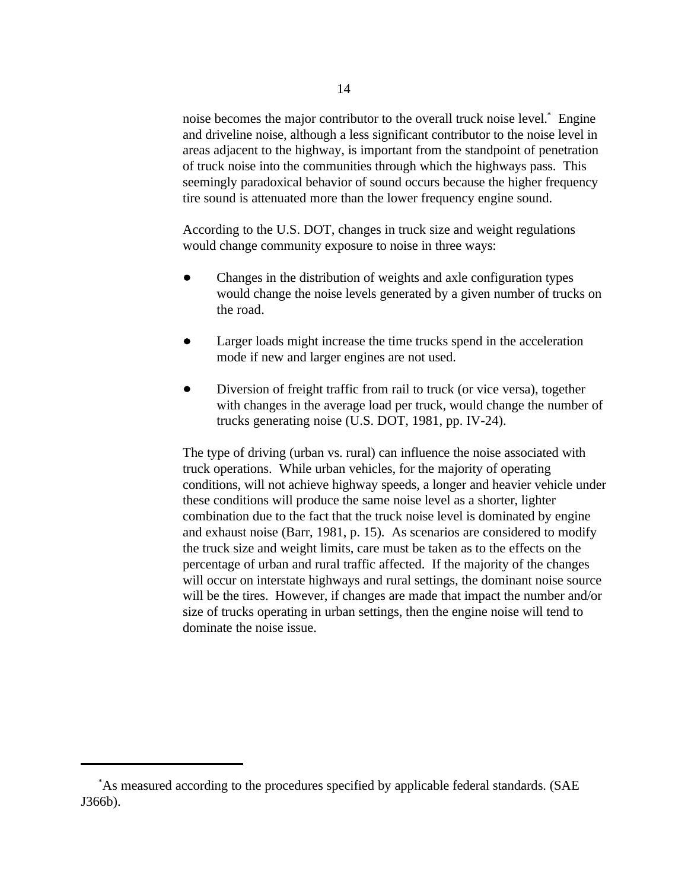noise becomes the major contributor to the overall truck noise level.* Engine and driveline noise, although a less significant contributor to the noise level in areas adjacent to the highway, is important from the standpoint of penetration of truck noise into the communities through which the highways pass. This seemingly paradoxical behavior of sound occurs because the higher frequency tire sound is attenuated more than the lower frequency engine sound.

According to the U.S. DOT, changes in truck size and weight regulations would change community exposure to noise in three ways:

- Changes in the distribution of weights and axle configuration types would change the noise levels generated by a given number of trucks on the road.
- Larger loads might increase the time trucks spend in the acceleration mode if new and larger engines are not used.
- Diversion of freight traffic from rail to truck (or vice versa), together with changes in the average load per truck, would change the number of trucks generating noise (U.S. DOT, 1981, pp. IV-24).

The type of driving (urban vs. rural) can influence the noise associated with truck operations. While urban vehicles, for the majority of operating conditions, will not achieve highway speeds, a longer and heavier vehicle under these conditions will produce the same noise level as a shorter, lighter combination due to the fact that the truck noise level is dominated by engine and exhaust noise (Barr, 1981, p. 15). As scenarios are considered to modify the truck size and weight limits, care must be taken as to the effects on the percentage of urban and rural traffic affected. If the majority of the changes will occur on interstate highways and rural settings, the dominant noise source will be the tires. However, if changes are made that impact the number and/or size of trucks operating in urban settings, then the engine noise will tend to dominate the noise issue.

---

*As measured according to the procedures specified by applicable federal standards. (SAE J366b).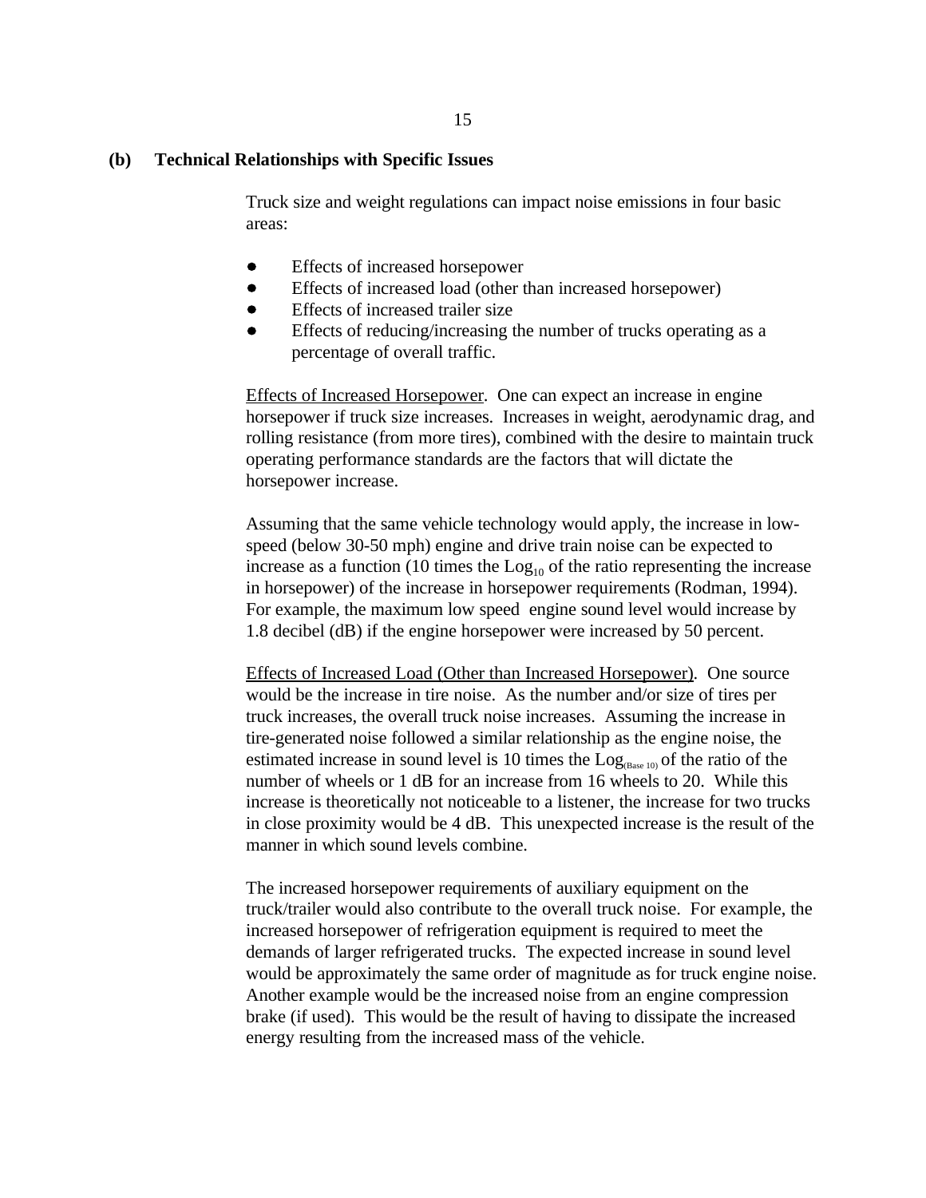### (b) Technical Relationships with Specific Issues

Truck size and weight regulations can impact noise emissions in four basic areas:

- Effects of increased horsepower
- Effects of increased load (other than increased horsepower)
- Effects of increased trailer size
- Effects of reducing/increasing the number of trucks operating as a percentage of overall traffic.

Effects of Increased Horsepower. One can expect an increase in engine horsepower if truck size increases. Increases in weight, aerodynamic drag, and rolling resistance (from more tires), combined with the desire to maintain truck operating performance standards are the factors that will dictate the horsepower increase.

Assuming that the same vehicle technology would apply, the increase in low-speed (below 30-50 mph) engine and drive train noise can be expected to increase as a function (10 times the $\text{Log}_{10}$ of the ratio representing the increase in horsepower) of the increase in horsepower requirements (Rodman, 1994). For example, the maximum low speed engine sound level would increase by 1.8 decibel (dB) if the engine horsepower were increased by 50 percent.

Effects of Increased Load (Other than Increased Horsepower). One source would be the increase in tire noise. As the number and/or size of tires per truck increases, the overall truck noise increases. Assuming the increase in tire-generated noise followed a similar relationship as the engine noise, the estimated increase in sound level is 10 times the $\text{Log}_{(\text{Base } 10)}$ of the ratio of the number of wheels or 1 dB for an increase from 16 wheels to 20. While this increase is theoretically not noticeable to a listener, the increase for two trucks in close proximity would be 4 dB. This unexpected increase is the result of the manner in which sound levels combine.

The increased horsepower requirements of auxiliary equipment on the truck/trailer would also contribute to the overall truck noise. For example, the increased horsepower of refrigeration equipment is required to meet the demands of larger refrigerated trucks. The expected increase in sound level would be approximately the same order of magnitude as for truck engine noise. Another example would be the increased noise from an engine compression brake (if used). This would be the result of having to dissipate the increased energy resulting from the increased mass of the vehicle.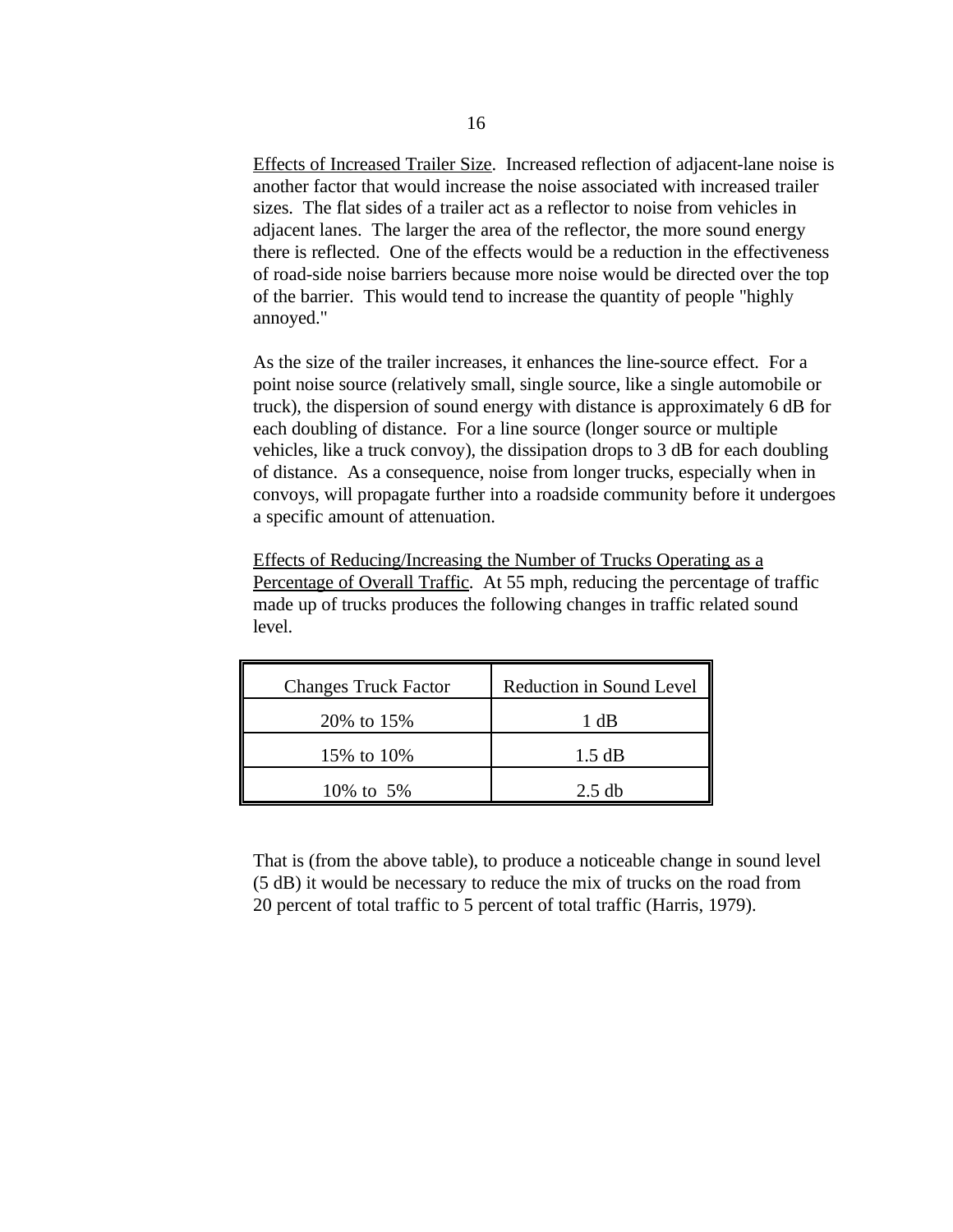Effects of Increased Trailer Size. Increased reflection of adjacent-lane noise is another factor that would increase the noise associated with increased trailer sizes. The flat sides of a trailer act as a reflector to noise from vehicles in adjacent lanes. The larger the area of the reflector, the more sound energy there is reflected. One of the effects would be a reduction in the effectiveness of road-side noise barriers because more noise would be directed over the top of the barrier. This would tend to increase the quantity of people "highly annoyed."

As the size of the trailer increases, it enhances the line-source effect. For a point noise source (relatively small, single source, like a single automobile or truck), the dispersion of sound energy with distance is approximately 6 dB for each doubling of distance. For a line source (longer source or multiple vehicles, like a truck convoy), the dissipation drops to 3 dB for each doubling of distance. As a consequence, noise from longer trucks, especially when in convoys, will propagate further into a roadside community before it undergoes a specific amount of attenuation.

Effects of Reducing/Increasing the Number of Trucks Operating as a Percentage of Overall Traffic. At 55 mph, reducing the percentage of traffic made up of trucks produces the following changes in traffic related sound level.

| Changes Truck Factor | Reduction in Sound Level |
|---|---|
| 20% to 15% | 1 dB |
| 15% to 10% | 1.5 dB |
| 10% to 5% | 2.5 db |

That is (from the above table), to produce a noticeable change in sound level (5 dB) it would be necessary to reduce the mix of trucks on the road from 20 percent of total traffic to 5 percent of total traffic (Harris, 1979).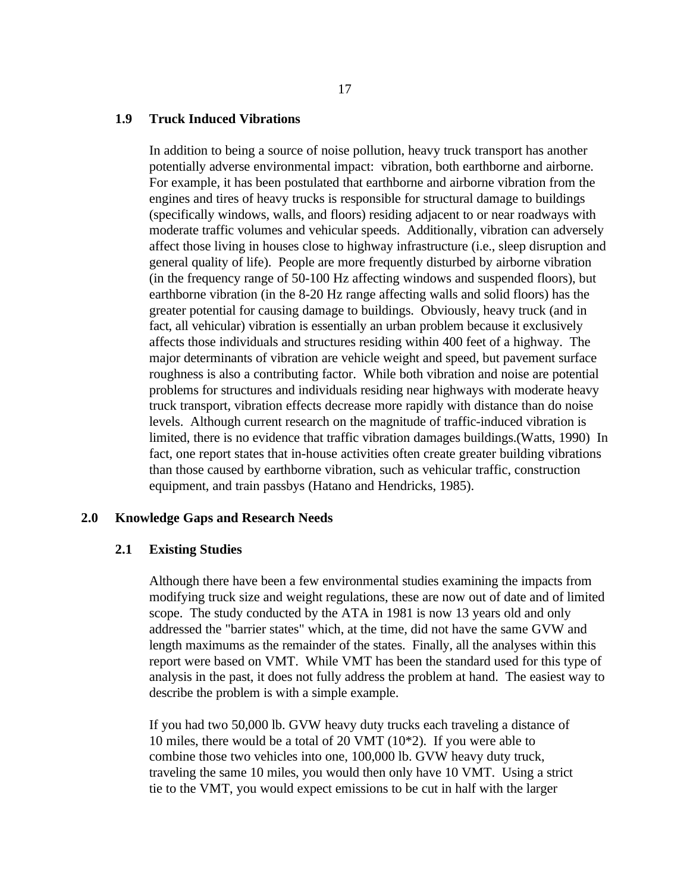### 1.9 Truck Induced Vibrations

In addition to being a source of noise pollution, heavy truck transport has another potentially adverse environmental impact: vibration, both earthborne and airborne. For example, it has been postulated that earthborne and airborne vibration from the engines and tires of heavy trucks is responsible for structural damage to buildings (specifically windows, walls, and floors) residing adjacent to or near roadways with moderate traffic volumes and vehicular speeds. Additionally, vibration can adversely affect those living in houses close to highway infrastructure (i.e., sleep disruption and general quality of life). People are more frequently disturbed by airborne vibration (in the frequency range of 50-100 Hz affecting windows and suspended floors), but earthborne vibration (in the 8-20 Hz range affecting walls and solid floors) has the greater potential for causing damage to buildings. Obviously, heavy truck (and in fact, all vehicular) vibration is essentially an urban problem because it exclusively affects those individuals and structures residing within 400 feet of a highway. The major determinants of vibration are vehicle weight and speed, but pavement surface roughness is also a contributing factor. While both vibration and noise are potential problems for structures and individuals residing near highways with moderate heavy truck transport, vibration effects decrease more rapidly with distance than do noise levels. Although current research on the magnitude of traffic-induced vibration is limited, there is no evidence that traffic vibration damages buildings.(Watts, 1990) In fact, one report states that in-house activities often create greater building vibrations than those caused by earthborne vibration, such as vehicular traffic, construction equipment, and train passbys (Hatano and Hendricks, 1985).

## 2.0 Knowledge Gaps and Research Needs

### 2.1 Existing Studies

Although there have been a few environmental studies examining the impacts from modifying truck size and weight regulations, these are now out of date and of limited scope. The study conducted by the ATA in 1981 is now 13 years old and only addressed the "barrier states" which, at the time, did not have the same GVW and length maximums as the remainder of the states. Finally, all the analyses within this report were based on VMT. While VMT has been the standard used for this type of analysis in the past, it does not fully address the problem at hand. The easiest way to describe the problem is with a simple example.

If you had two 50,000 lb. GVW heavy duty trucks each traveling a distance of 10 miles, there would be a total of 20 VMT (10*2). If you were able to combine those two vehicles into one, 100,000 lb. GVW heavy duty truck, traveling the same 10 miles, you would then only have 10 VMT. Using a strict tie to the VMT, you would expect emissions to be cut in half with the larger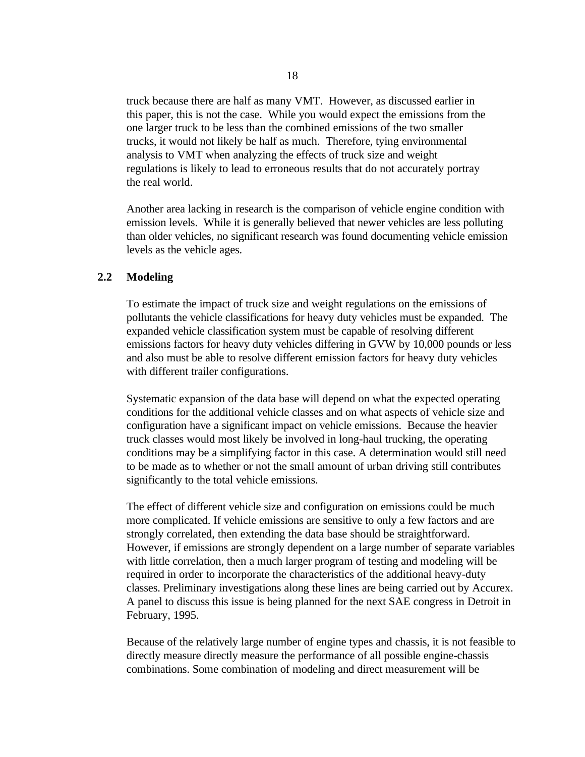truck because there are half as many VMT. However, as discussed earlier in this paper, this is not the case. While you would expect the emissions from the one larger truck to be less than the combined emissions of the two smaller trucks, it would not likely be half as much. Therefore, tying environmental analysis to VMT when analyzing the effects of truck size and weight regulations is likely to lead to erroneous results that do not accurately portray the real world.

Another area lacking in research is the comparison of vehicle engine condition with emission levels. While it is generally believed that newer vehicles are less polluting than older vehicles, no significant research was found documenting vehicle emission levels as the vehicle ages.

## 2.2 Modeling

To estimate the impact of truck size and weight regulations on the emissions of pollutants the vehicle classifications for heavy duty vehicles must be expanded. The expanded vehicle classification system must be capable of resolving different emissions factors for heavy duty vehicles differing in GVW by 10,000 pounds or less and also must be able to resolve different emission factors for heavy duty vehicles with different trailer configurations.

Systematic expansion of the data base will depend on what the expected operating conditions for the additional vehicle classes and on what aspects of vehicle size and configuration have a significant impact on vehicle emissions. Because the heavier truck classes would most likely be involved in long-haul trucking, the operating conditions may be a simplifying factor in this case. A determination would still need to be made as to whether or not the small amount of urban driving still contributes significantly to the total vehicle emissions.

The effect of different vehicle size and configuration on emissions could be much more complicated. If vehicle emissions are sensitive to only a few factors and are strongly correlated, then extending the data base should be straightforward. However, if emissions are strongly dependent on a large number of separate variables with little correlation, then a much larger program of testing and modeling will be required in order to incorporate the characteristics of the additional heavy-duty classes. Preliminary investigations along these lines are being carried out by Accurex. A panel to discuss this issue is being planned for the next SAE congress in Detroit in February, 1995.

Because of the relatively large number of engine types and chassis, it is not feasible to directly measure directly measure the performance of all possible engine-chassis combinations. Some combination of modeling and direct measurement will be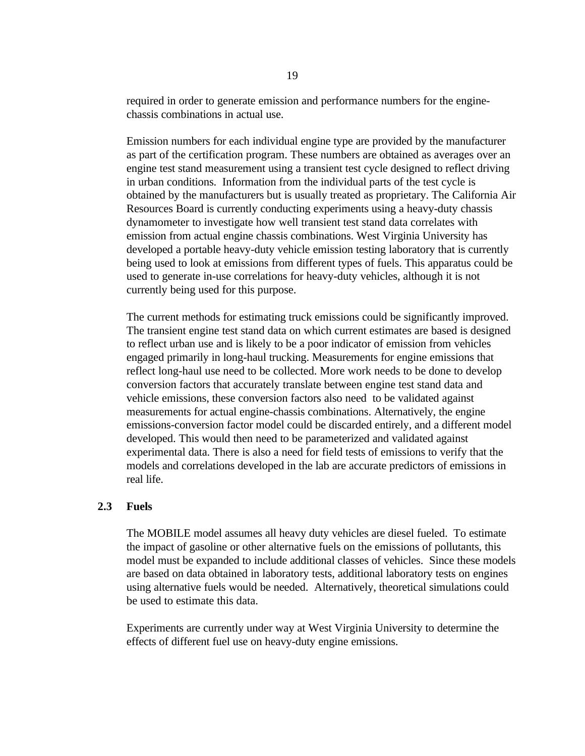required in order to generate emission and performance numbers for the engine-chassis combinations in actual use.

Emission numbers for each individual engine type are provided by the manufacturer as part of the certification program. These numbers are obtained as averages over an engine test stand measurement using a transient test cycle designed to reflect driving in urban conditions. Information from the individual parts of the test cycle is obtained by the manufacturers but is usually treated as proprietary. The California Air Resources Board is currently conducting experiments using a heavy-duty chassis dynamometer to investigate how well transient test stand data correlates with emission from actual engine chassis combinations. West Virginia University has developed a portable heavy-duty vehicle emission testing laboratory that is currently being used to look at emissions from different types of fuels. This apparatus could be used to generate in-use correlations for heavy-duty vehicles, although it is not currently being used for this purpose.

The current methods for estimating truck emissions could be significantly improved. The transient engine test stand data on which current estimates are based is designed to reflect urban use and is likely to be a poor indicator of emission from vehicles engaged primarily in long-haul trucking. Measurements for engine emissions that reflect long-haul use need to be collected. More work needs to be done to develop conversion factors that accurately translate between engine test stand data and vehicle emissions, these conversion factors also need to be validated against measurements for actual engine-chassis combinations. Alternatively, the engine emissions-conversion factor model could be discarded entirely, and a different model developed. This would then need to be parameterized and validated against experimental data. There is also a need for field tests of emissions to verify that the models and correlations developed in the lab are accurate predictors of emissions in real life.

### 2.3 Fuels

The MOBILE model assumes all heavy duty vehicles are diesel fueled. To estimate the impact of gasoline or other alternative fuels on the emissions of pollutants, this model must be expanded to include additional classes of vehicles. Since these models are based on data obtained in laboratory tests, additional laboratory tests on engines using alternative fuels would be needed. Alternatively, theoretical simulations could be used to estimate this data.

Experiments are currently under way at West Virginia University to determine the effects of different fuel use on heavy-duty engine emissions.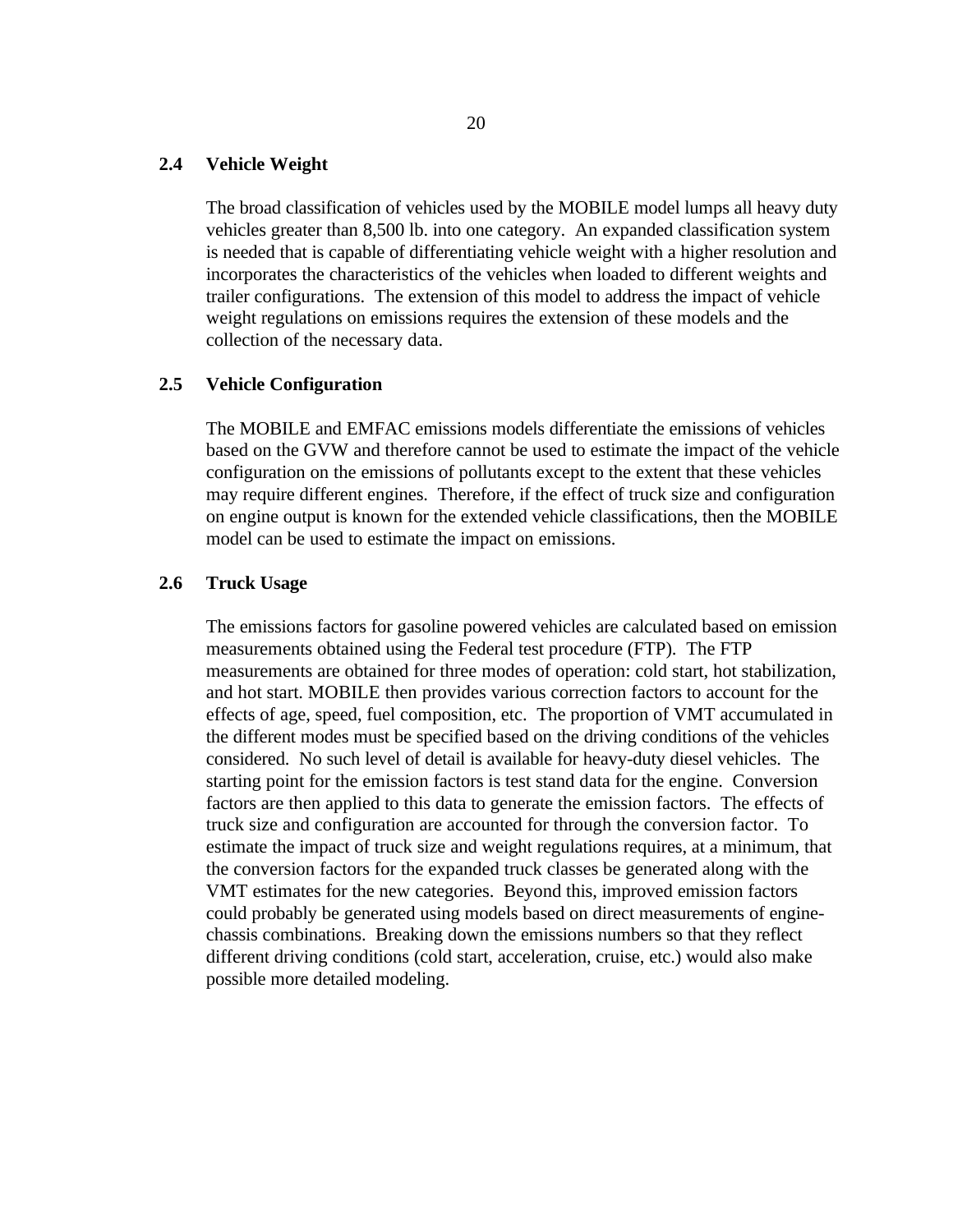## 2.4 Vehicle Weight

The broad classification of vehicles used by the MOBILE model lumps all heavy duty vehicles greater than 8,500 lb. into one category. An expanded classification system is needed that is capable of differentiating vehicle weight with a higher resolution and incorporates the characteristics of the vehicles when loaded to different weights and trailer configurations. The extension of this model to address the impact of vehicle weight regulations on emissions requires the extension of these models and the collection of the necessary data.

## 2.5 Vehicle Configuration

The MOBILE and EMFAC emissions models differentiate the emissions of vehicles based on the GVW and therefore cannot be used to estimate the impact of the vehicle configuration on the emissions of pollutants except to the extent that these vehicles may require different engines. Therefore, if the effect of truck size and configuration on engine output is known for the extended vehicle classifications, then the MOBILE model can be used to estimate the impact on emissions.

## 2.6 Truck Usage

The emissions factors for gasoline powered vehicles are calculated based on emission measurements obtained using the Federal test procedure (FTP). The FTP measurements are obtained for three modes of operation: cold start, hot stabilization, and hot start. MOBILE then provides various correction factors to account for the effects of age, speed, fuel composition, etc. The proportion of VMT accumulated in the different modes must be specified based on the driving conditions of the vehicles considered. No such level of detail is available for heavy-duty diesel vehicles. The starting point for the emission factors is test stand data for the engine. Conversion factors are then applied to this data to generate the emission factors. The effects of truck size and configuration are accounted for through the conversion factor. To estimate the impact of truck size and weight regulations requires, at a minimum, that the conversion factors for the expanded truck classes be generated along with the VMT estimates for the new categories. Beyond this, improved emission factors could probably be generated using models based on direct measurements of engine-chassis combinations. Breaking down the emissions numbers so that they reflect different driving conditions (cold start, acceleration, cruise, etc.) would also make possible more detailed modeling.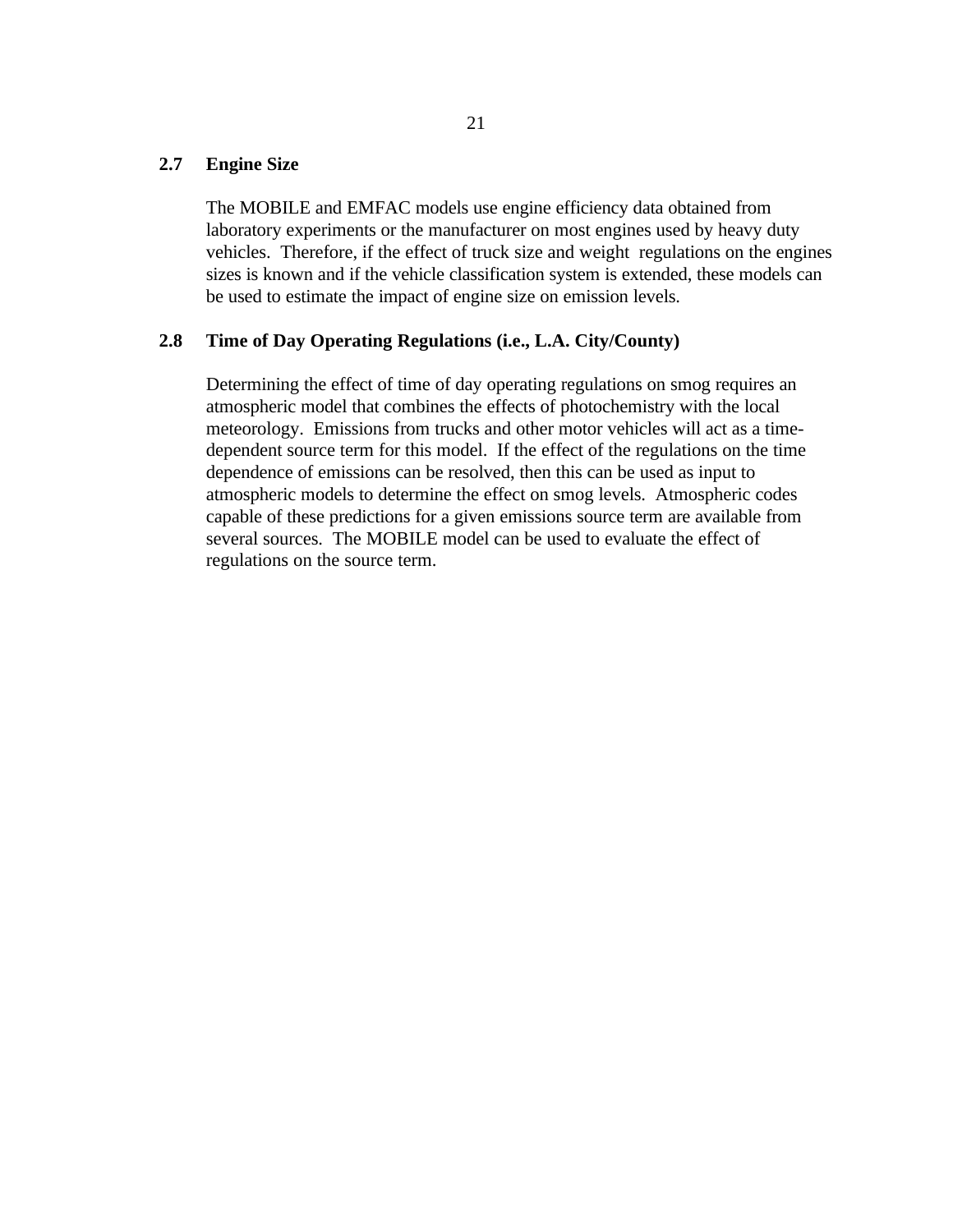## 2.7 Engine Size

The MOBILE and EMFAC models use engine efficiency data obtained from laboratory experiments or the manufacturer on most engines used by heavy duty vehicles. Therefore, if the effect of truck size and weight regulations on the engines sizes is known and if the vehicle classification system is extended, these models can be used to estimate the impact of engine size on emission levels.

## 2.8 Time of Day Operating Regulations (i.e., L.A. City/County)

Determining the effect of time of day operating regulations on smog requires an atmospheric model that combines the effects of photochemistry with the local meteorology. Emissions from trucks and other motor vehicles will act as a time-dependent source term for this model. If the effect of the regulations on the time dependence of emissions can be resolved, then this can be used as input to atmospheric models to determine the effect on smog levels. Atmospheric codes capable of these predictions for a given emissions source term are available from several sources. The MOBILE model can be used to evaluate the effect of regulations on the source term.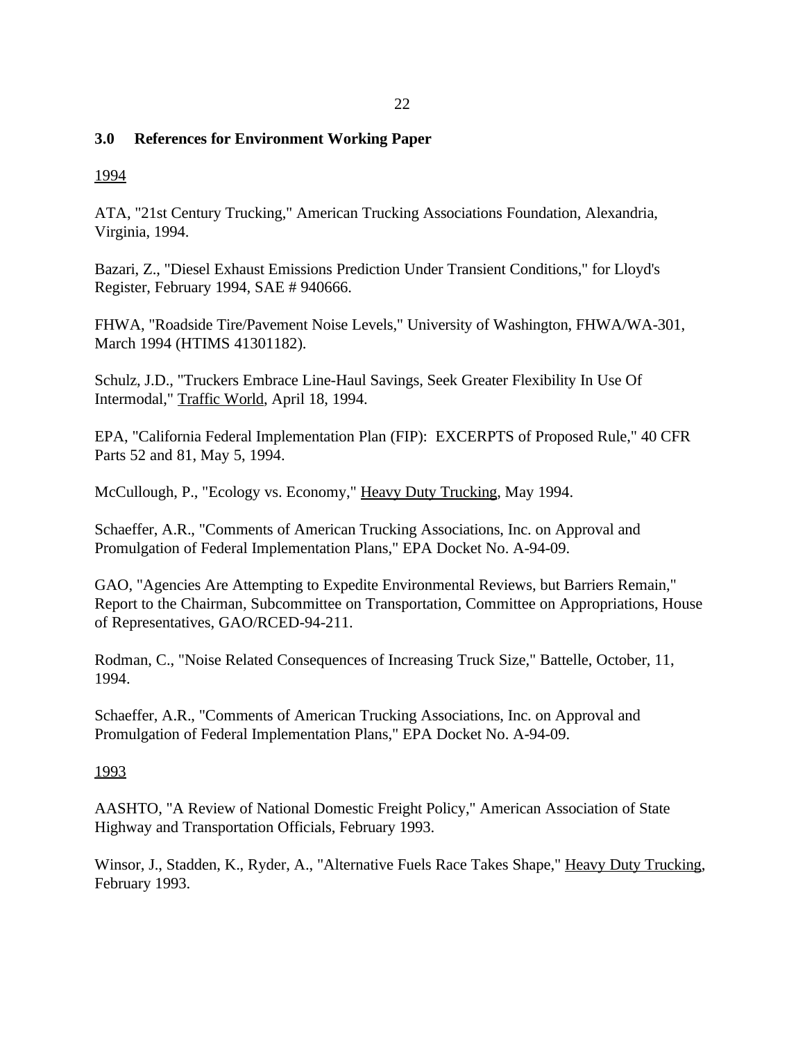## 3.0 References for Environment Working Paper

<u>1994</u>

ATA, "21st Century Trucking," American Trucking Associations Foundation, Alexandria, Virginia, 1994.

Bazari, Z., "Diesel Exhaust Emissions Prediction Under Transient Conditions," for Lloyd's Register, February 1994, SAE # 940666.

FHWA, "Roadside Tire/Pavement Noise Levels," University of Washington, FHWA/WA-301, March 1994 (HTIMS 41301182).

Schulz, J.D., "Truckers Embrace Line-Haul Savings, Seek Greater Flexibility In Use Of Intermodal," <u>Traffic World</u>, April 18, 1994.

EPA, "California Federal Implementation Plan (FIP): EXCERPTS of Proposed Rule," 40 CFR Parts 52 and 81, May 5, 1994.

McCullough, P., "Ecology vs. Economy," <u>Heavy Duty Trucking</u>, May 1994.

Schaeffer, A.R., "Comments of American Trucking Associations, Inc. on Approval and Promulgation of Federal Implementation Plans," EPA Docket No. A-94-09.

GAO, "Agencies Are Attempting to Expedite Environmental Reviews, but Barriers Remain," Report to the Chairman, Subcommittee on Transportation, Committee on Appropriations, House of Representatives, GAO/RCED-94-211.

Rodman, C., "Noise Related Consequences of Increasing Truck Size," Battelle, October, 11, 1994.

Schaeffer, A.R., "Comments of American Trucking Associations, Inc. on Approval and Promulgation of Federal Implementation Plans," EPA Docket No. A-94-09.

<u>1993</u>

AASHTO, "A Review of National Domestic Freight Policy," American Association of State Highway and Transportation Officials, February 1993.

Winsor, J., Stadden, K., Ryder, A., "Alternative Fuels Race Takes Shape," <u>Heavy Duty Trucking</u>, February 1993.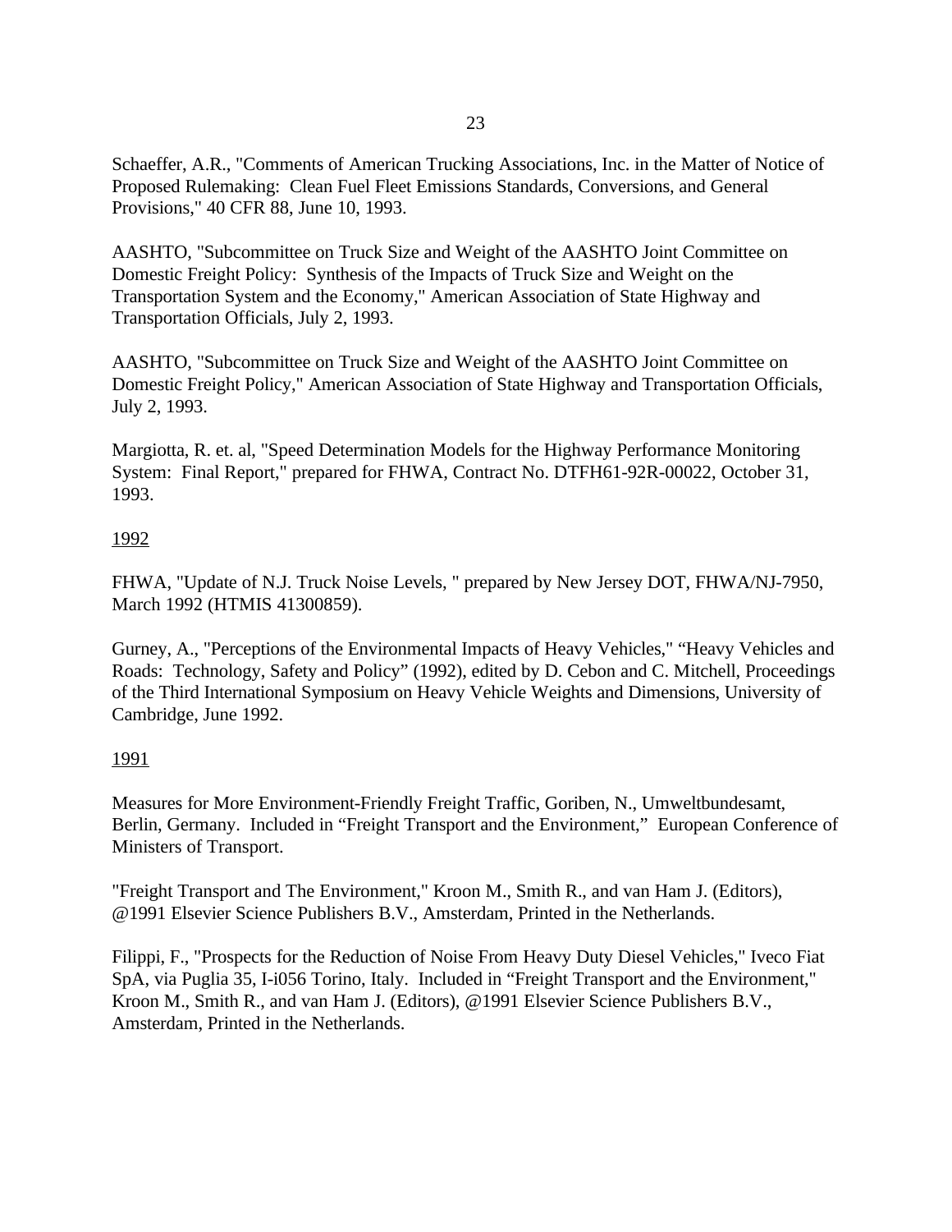Schaeffer, A.R., "Comments of American Trucking Associations, Inc. in the Matter of Notice of Proposed Rulemaking: Clean Fuel Fleet Emissions Standards, Conversions, and General Provisions," 40 CFR 88, June 10, 1993.

AASHTO, "Subcommittee on Truck Size and Weight of the AASHTO Joint Committee on Domestic Freight Policy: Synthesis of the Impacts of Truck Size and Weight on the Transportation System and the Economy," American Association of State Highway and Transportation Officials, July 2, 1993.

AASHTO, "Subcommittee on Truck Size and Weight of the AASHTO Joint Committee on Domestic Freight Policy," American Association of State Highway and Transportation Officials, July 2, 1993.

Margiotta, R. et. al, "Speed Determination Models for the Highway Performance Monitoring System: Final Report," prepared for FHWA, Contract No. DTFH61-92R-00022, October 31, 1993.

<u>1992</u>

FHWA, "Update of N.J. Truck Noise Levels, " prepared by New Jersey DOT, FHWA/NJ-7950, March 1992 (HTMIS 41300859).

Gurney, A., "Perceptions of the Environmental Impacts of Heavy Vehicles," "Heavy Vehicles and Roads: Technology, Safety and Policy" (1992), edited by D. Cebon and C. Mitchell, Proceedings of the Third International Symposium on Heavy Vehicle Weights and Dimensions, University of Cambridge, June 1992.

<u>1991</u>

Measures for More Environment-Friendly Freight Traffic, Goriben, N., Umweltbundesamt, Berlin, Germany. Included in "Freight Transport and the Environment," European Conference of Ministers of Transport.

"Freight Transport and The Environment," Kroon M., Smith R., and van Ham J. (Editors), @1991 Elsevier Science Publishers B.V., Amsterdam, Printed in the Netherlands.

Filippi, F., "Prospects for the Reduction of Noise From Heavy Duty Diesel Vehicles," Iveco Fiat SpA, via Puglia 35, I-i056 Torino, Italy. Included in "Freight Transport and the Environment," Kroon M., Smith R., and van Ham J. (Editors), @1991 Elsevier Science Publishers B.V., Amsterdam, Printed in the Netherlands.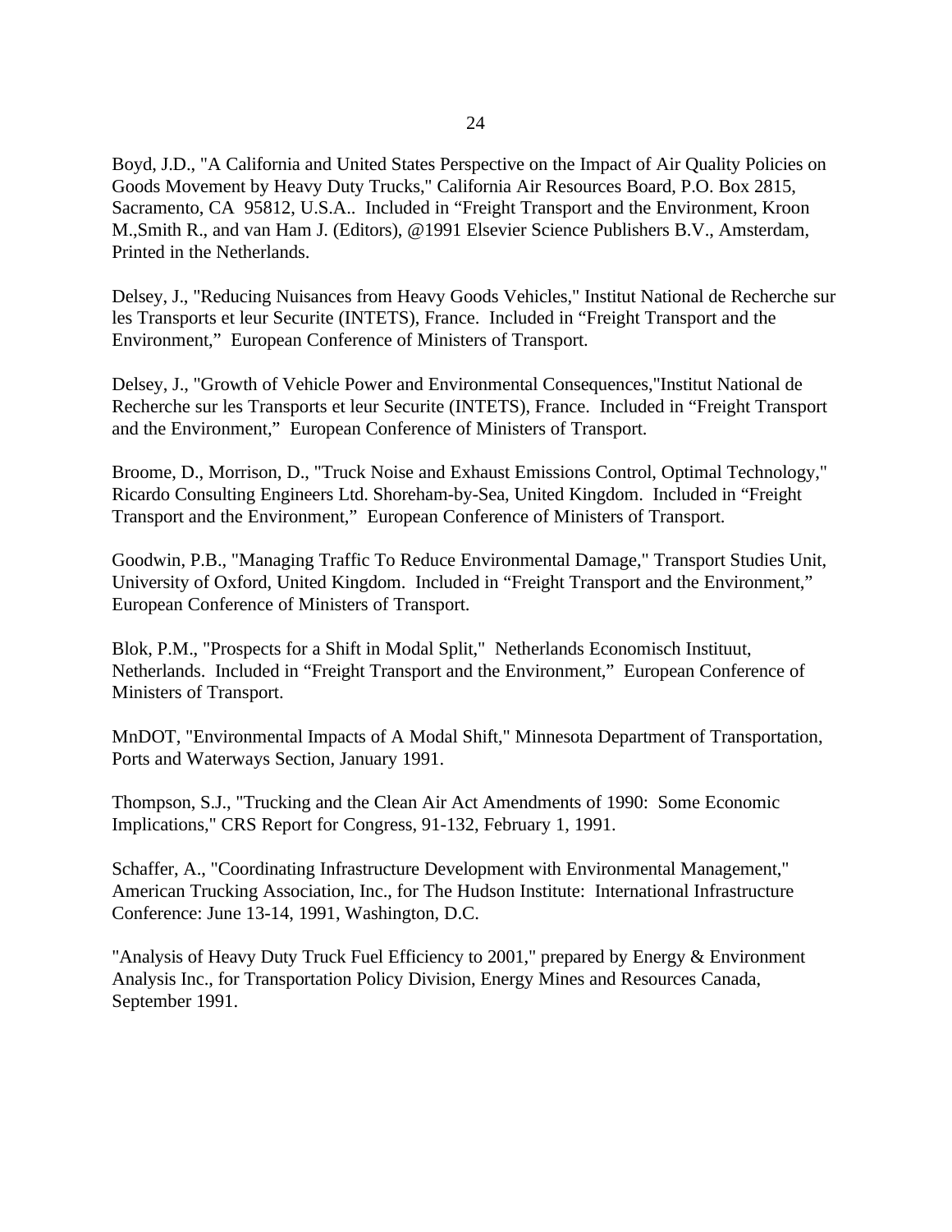Boyd, J.D., "A California and United States Perspective on the Impact of Air Quality Policies on Goods Movement by Heavy Duty Trucks," California Air Resources Board, P.O. Box 2815, Sacramento, CA 95812, U.S.A.. Included in “Freight Transport and the Environment, Kroon M.,Smith R., and van Ham J. (Editors), @1991 Elsevier Science Publishers B.V., Amsterdam, Printed in the Netherlands.

Delsey, J., "Reducing Nuisances from Heavy Goods Vehicles," Institut National de Recherche sur les Transports et leur Securite (INTETS), France. Included in “Freight Transport and the Environment,” European Conference of Ministers of Transport.

Delsey, J., "Growth of Vehicle Power and Environmental Consequences,"Institut National de Recherche sur les Transports et leur Securite (INTETS), France. Included in “Freight Transport and the Environment,” European Conference of Ministers of Transport.

Broome, D., Morrison, D., "Truck Noise and Exhaust Emissions Control, Optimal Technology," Ricardo Consulting Engineers Ltd. Shoreham-by-Sea, United Kingdom. Included in “Freight Transport and the Environment,” European Conference of Ministers of Transport.

Goodwin, P.B., "Managing Traffic To Reduce Environmental Damage," Transport Studies Unit, University of Oxford, United Kingdom. Included in “Freight Transport and the Environment,” European Conference of Ministers of Transport.

Blok, P.M., "Prospects for a Shift in Modal Split," Netherlands Economisch Instituut, Netherlands. Included in “Freight Transport and the Environment,” European Conference of Ministers of Transport.

MnDOT, "Environmental Impacts of A Modal Shift," Minnesota Department of Transportation, Ports and Waterways Section, January 1991.

Thompson, S.J., "Trucking and the Clean Air Act Amendments of 1990: Some Economic Implications," CRS Report for Congress, 91-132, February 1, 1991.

Schaffer, A., "Coordinating Infrastructure Development with Environmental Management," American Trucking Association, Inc., for The Hudson Institute: International Infrastructure Conference: June 13-14, 1991, Washington, D.C.

"Analysis of Heavy Duty Truck Fuel Efficiency to 2001," prepared by Energy & Environment Analysis Inc., for Transportation Policy Division, Energy Mines and Resources Canada, September 1991.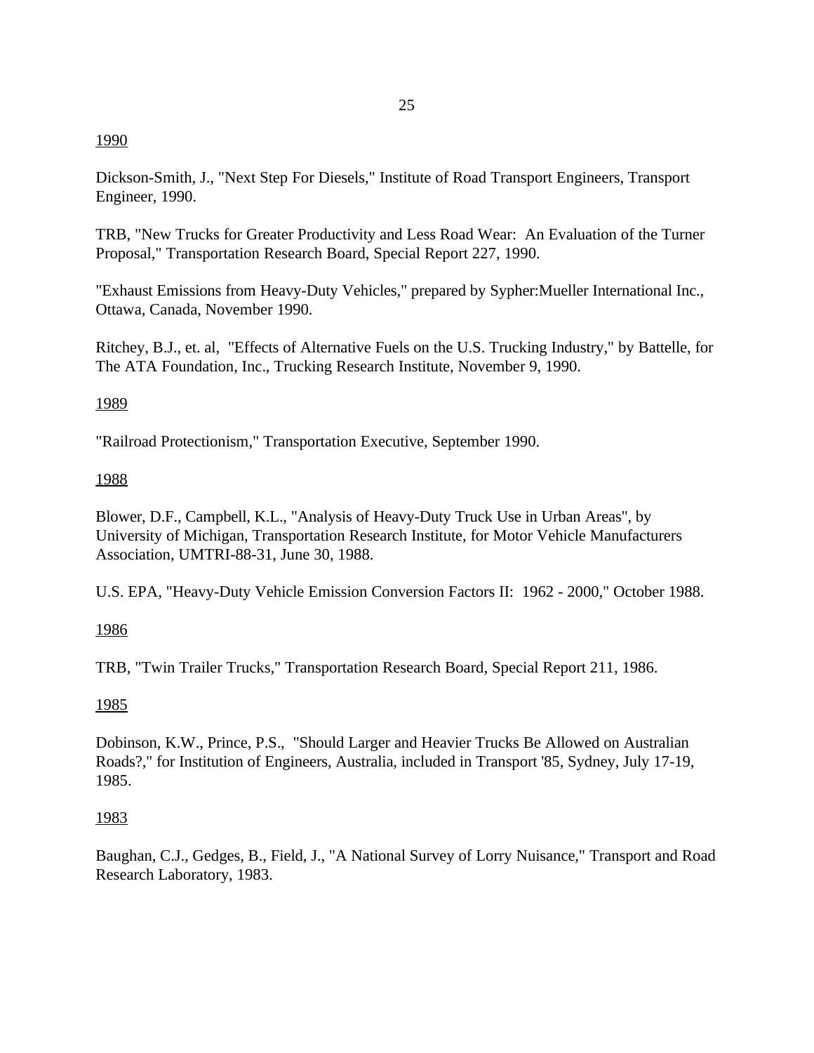<u>1990</u>

Dickson-Smith, J., "Next Step For Diesels," Institute of Road Transport Engineers, Transport Engineer, 1990.

TRB, "New Trucks for Greater Productivity and Less Road Wear: An Evaluation of the Turner Proposal," Transportation Research Board, Special Report 227, 1990.

"Exhaust Emissions from Heavy-Duty Vehicles," prepared by Sypher:Mueller International Inc., Ottawa, Canada, November 1990.

Ritchey, B.J., et. al, "Effects of Alternative Fuels on the U.S. Trucking Industry," by Battelle, for The ATA Foundation, Inc., Trucking Research Institute, November 9, 1990.

<u>1989</u>

"Railroad Protectionism," Transportation Executive, September 1990.

<u>1988</u>

Blower, D.F., Campbell, K.L., "Analysis of Heavy-Duty Truck Use in Urban Areas", by University of Michigan, Transportation Research Institute, for Motor Vehicle Manufacturers Association, UMTRI-88-31, June 30, 1988.

U.S. EPA, "Heavy-Duty Vehicle Emission Conversion Factors II: 1962 - 2000," October 1988.

<u>1986</u>

TRB, "Twin Trailer Trucks," Transportation Research Board, Special Report 211, 1986.

<u>1985</u>

Dobinson, K.W., Prince, P.S., "Should Larger and Heavier Trucks Be Allowed on Australian Roads?," for Institution of Engineers, Australia, included in Transport '85, Sydney, July 17-19, 1985.

<u>1983</u>

Baughan, C.J., Gedges, B., Field, J., "A National Survey of Lorry Nuisance," Transport and Road Research Laboratory, 1983.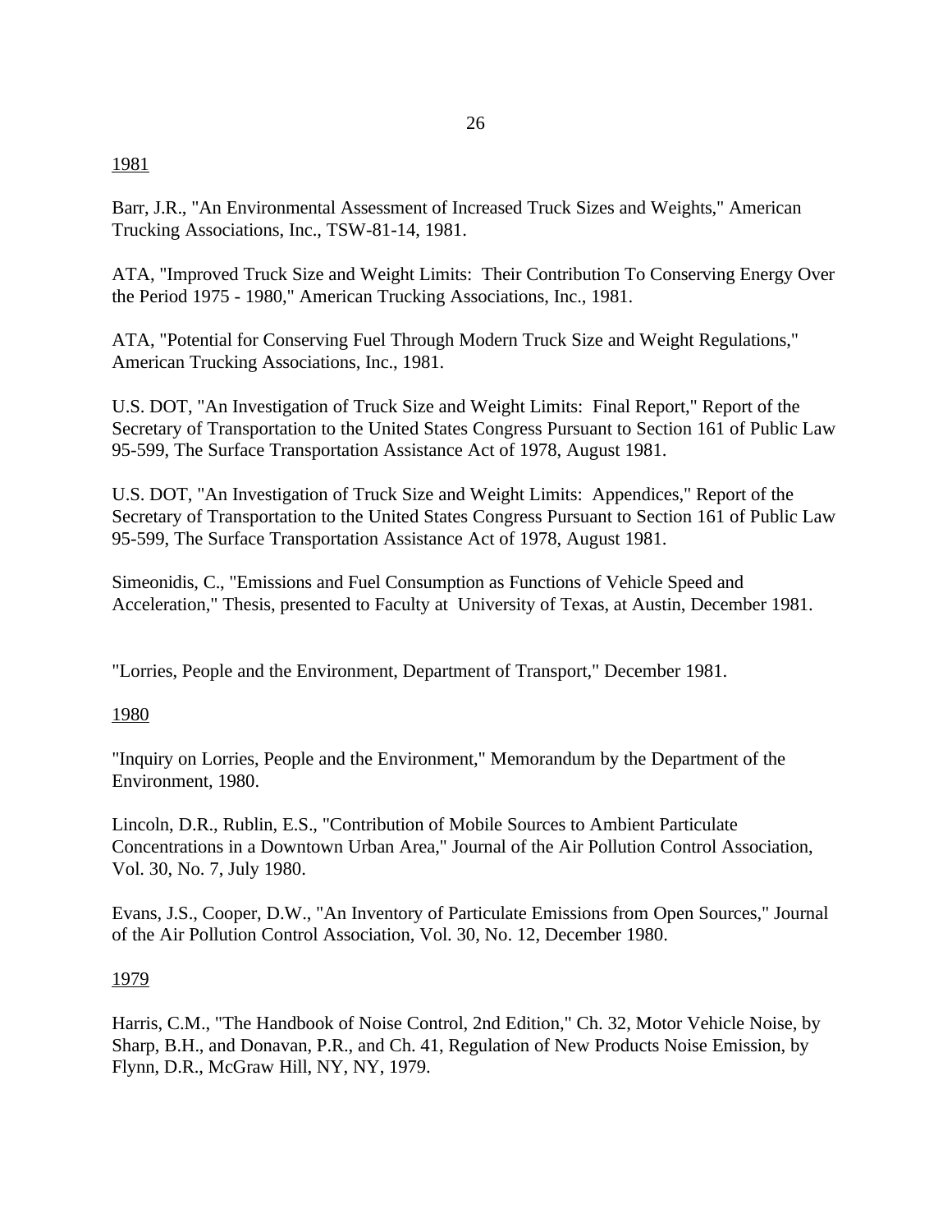<u>1981</u>

Barr, J.R., "An Environmental Assessment of Increased Truck Sizes and Weights," American Trucking Associations, Inc., TSW-81-14, 1981.

ATA, "Improved Truck Size and Weight Limits: Their Contribution To Conserving Energy Over the Period 1975 - 1980," American Trucking Associations, Inc., 1981.

ATA, "Potential for Conserving Fuel Through Modern Truck Size and Weight Regulations," American Trucking Associations, Inc., 1981.

U.S. DOT, "An Investigation of Truck Size and Weight Limits: Final Report," Report of the Secretary of Transportation to the United States Congress Pursuant to Section 161 of Public Law 95-599, The Surface Transportation Assistance Act of 1978, August 1981.

U.S. DOT, "An Investigation of Truck Size and Weight Limits: Appendices," Report of the Secretary of Transportation to the United States Congress Pursuant to Section 161 of Public Law 95-599, The Surface Transportation Assistance Act of 1978, August 1981.

Simeonidis, C., "Emissions and Fuel Consumption as Functions of Vehicle Speed and Acceleration," Thesis, presented to Faculty at University of Texas, at Austin, December 1981.

"Lorries, People and the Environment, Department of Transport," December 1981.

<u>1980</u>

"Inquiry on Lorries, People and the Environment," Memorandum by the Department of the Environment, 1980.

Lincoln, D.R., Rublin, E.S., "Contribution of Mobile Sources to Ambient Particulate Concentrations in a Downtown Urban Area," Journal of the Air Pollution Control Association, Vol. 30, No. 7, July 1980.

Evans, J.S., Cooper, D.W., "An Inventory of Particulate Emissions from Open Sources," Journal of the Air Pollution Control Association, Vol. 30, No. 12, December 1980.

<u>1979</u>

Harris, C.M., "The Handbook of Noise Control, 2nd Edition," Ch. 32, Motor Vehicle Noise, by Sharp, B.H., and Donavan, P.R., and Ch. 41, Regulation of New Products Noise Emission, by Flynn, D.R., McGraw Hill, NY, NY, 1979.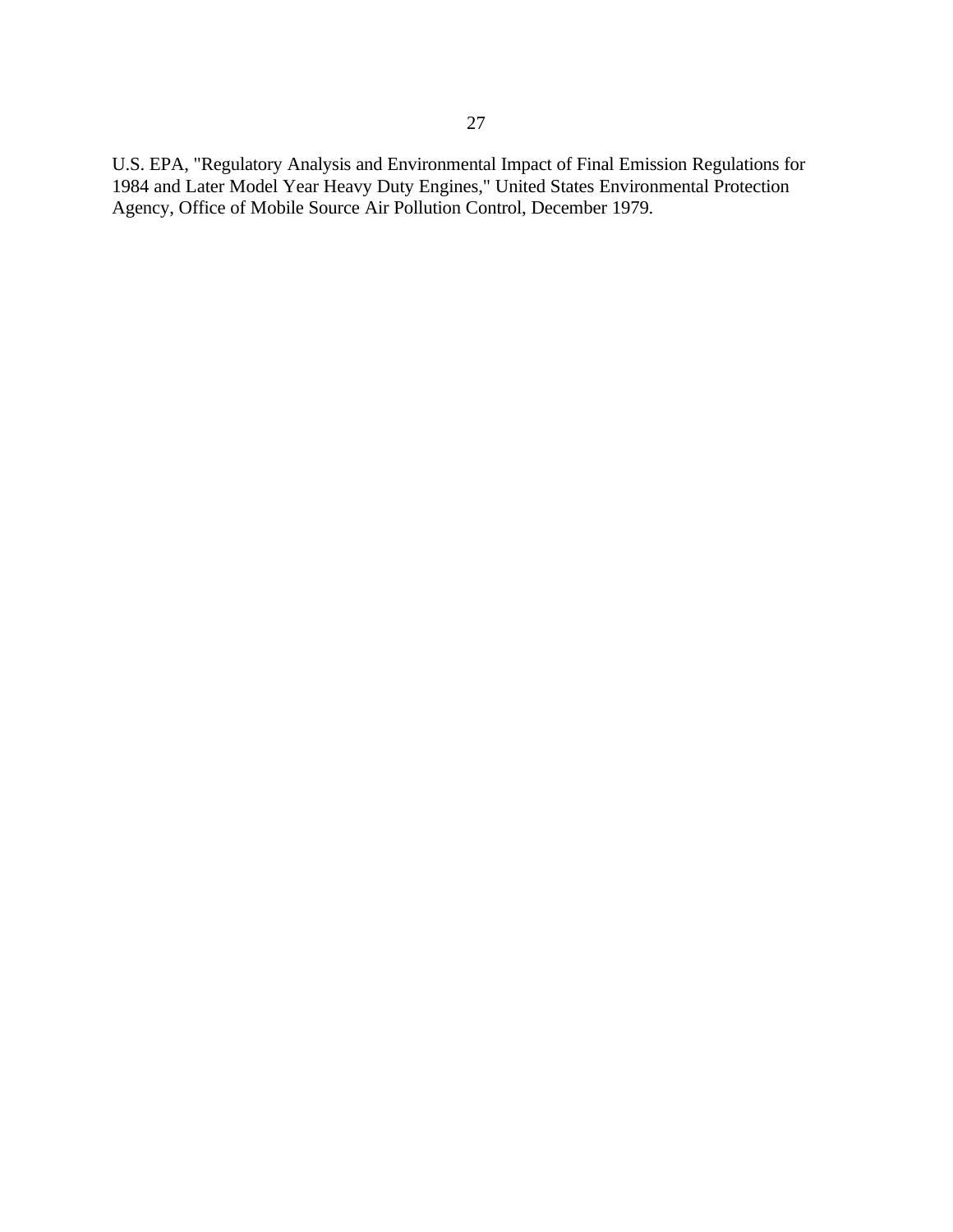U.S. EPA, "Regulatory Analysis and Environmental Impact of Final Emission Regulations for 1984 and Later Model Year Heavy Duty Engines," United States Environmental Protection Agency, Office of Mobile Source Air Pollution Control, December 1979.